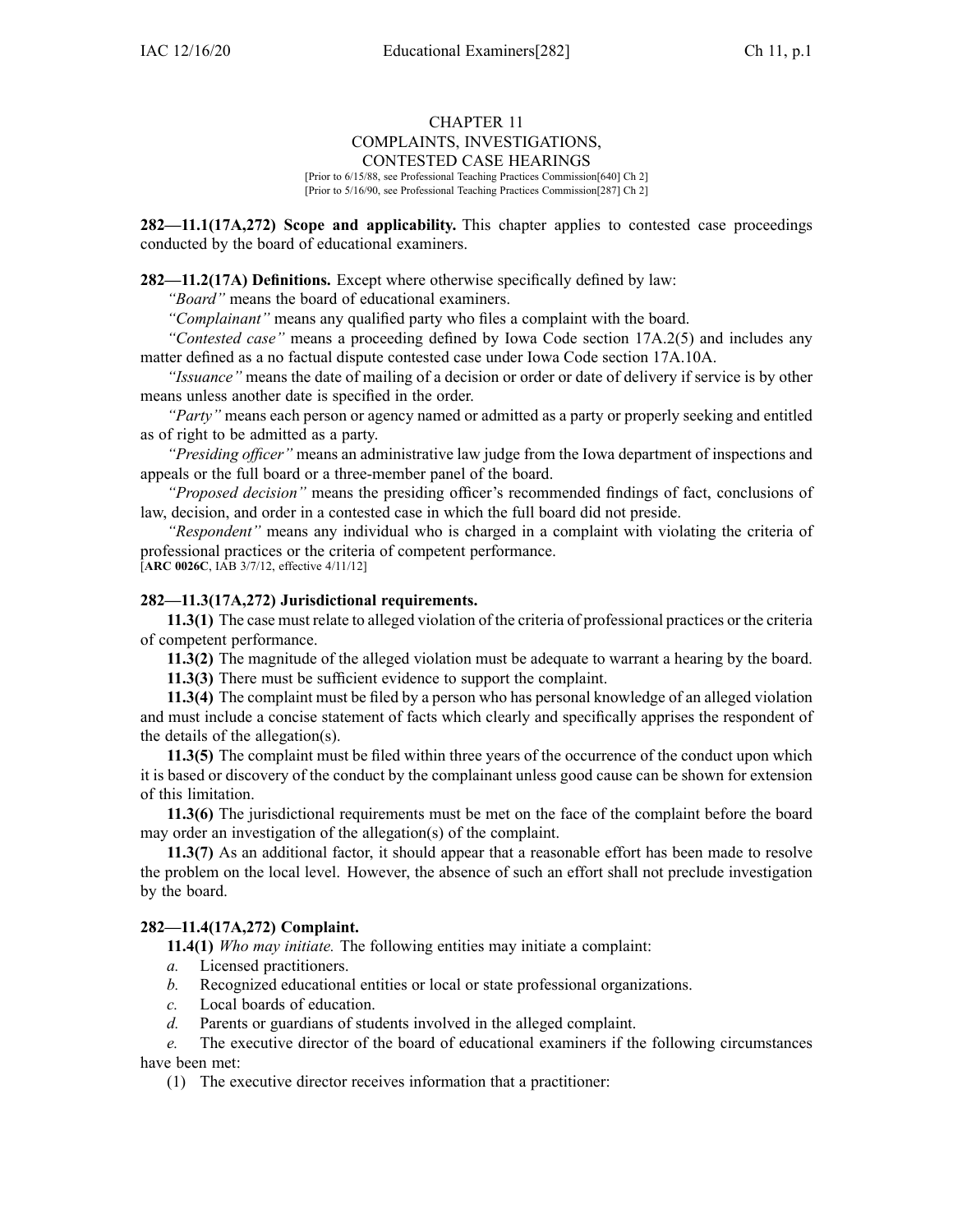# CHAPTER 11
# COMPLAINTS, INVESTIGATIONS, CONTESTED CASE HEARINGS

[Prior to 6/15/88, see Professional Teaching Practices Commission[640] Ch 2]
[Prior to 5/16/90, see Professional Teaching Practices Commission[287] Ch 2]

**282—11.1(17A,272) Scope and applicability.** This chapter applies to contested case proceedings conducted by the board of educational examiners.

**282—11.2(17A) Definitions.** Except where otherwise specifically defined by law:

*"Board"* means the board of educational examiners.

*"Complainant"* means any qualified party who files a complaint with the board.

*"Contested case"* means a proceeding defined by Iowa Code section 17A.2(5) and includes any matter defined as a no factual dispute contested case under Iowa Code section 17A.10A.

*"Issuance"* means the date of mailing of a decision or order or date of delivery if service is by other means unless another date is specified in the order.

*"Party"* means each person or agency named or admitted as a party or properly seeking and entitled as of right to be admitted as a party.

*"Presiding officer"* means an administrative law judge from the Iowa department of inspections and appeals or the full board or a three-member panel of the board.

*"Proposed decision"* means the presiding officer's recommended findings of fact, conclusions of law, decision, and order in a contested case in which the full board did not preside.

*"Respondent"* means any individual who is charged in a complaint with violating the criteria of professional practices or the criteria of competent performance.

[**ARC 0026C**, IAB 3/7/12, effective 4/11/12]

**282—11.3(17A,272) Jurisdictional requirements.**

**11.3(1)** The case must relate to alleged violation of the criteria of professional practices or the criteria of competent performance.

**11.3(2)** The magnitude of the alleged violation must be adequate to warrant a hearing by the board.

**11.3(3)** There must be sufficient evidence to support the complaint.

**11.3(4)** The complaint must be filed by a person who has personal knowledge of an alleged violation and must include a concise statement of facts which clearly and specifically apprises the respondent of the details of the allegation(s).

**11.3(5)** The complaint must be filed within three years of the occurrence of the conduct upon which it is based or discovery of the conduct by the complainant unless good cause can be shown for extension of this limitation.

**11.3(6)** The jurisdictional requirements must be met on the face of the complaint before the board may order an investigation of the allegation(s) of the complaint.

**11.3(7)** As an additional factor, it should appear that a reasonable effort has been made to resolve the problem on the local level. However, the absence of such an effort shall not preclude investigation by the board.

**282—11.4(17A,272) Complaint.**

**11.4(1)** *Who may initiate.* The following entities may initiate a complaint:

*a.* Licensed practitioners.

*b.* Recognized educational entities or local or state professional organizations.

*c.* Local boards of education.

*d.* Parents or guardians of students involved in the alleged complaint.

*e.* The executive director of the board of educational examiners if the following circumstances have been met:

(1) The executive director receives information that a practitioner: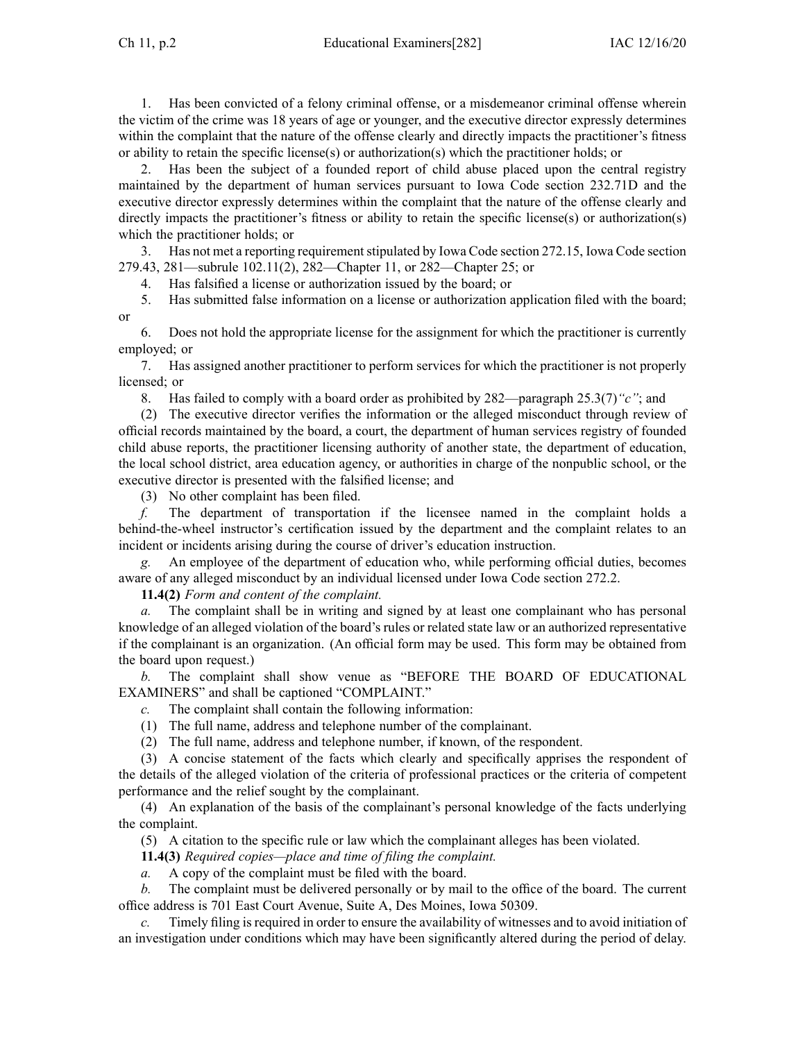1. Has been convicted of a felony criminal offense, or a misdemeanor criminal offense wherein the victim of the crime was 18 years of age or younger, and the executive director expressly determines within the complaint that the nature of the offense clearly and directly impacts the practitioner's fitness or ability to retain the specific license(s) or authorization(s) which the practitioner holds; or

2. Has been the subject of a founded report of child abuse placed upon the central registry maintained by the department of human services pursuant to Iowa Code section 232.71D and the executive director expressly determines within the complaint that the nature of the offense clearly and directly impacts the practitioner's fitness or ability to retain the specific license(s) or authorization(s) which the practitioner holds; or

3. Has not met a reporting requirement stipulated by Iowa Code section 272.15, Iowa Code section 279.43, 281—subrule 102.11(2), 282—Chapter 11, or 282—Chapter 25; or

4. Has falsified a license or authorization issued by the board; or

5. Has submitted false information on a license or authorization application filed with the board; or

6. Does not hold the appropriate license for the assignment for which the practitioner is currently employed; or

7. Has assigned another practitioner to perform services for which the practitioner is not properly licensed; or

8. Has failed to comply with a board order as prohibited by 282—paragraph 25.3(7)*"c"*; and

(2) The executive director verifies the information or the alleged misconduct through review of official records maintained by the board, a court, the department of human services registry of founded child abuse reports, the practitioner licensing authority of another state, the department of education, the local school district, area education agency, or authorities in charge of the nonpublic school, or the executive director is presented with the falsified license; and

(3) No other complaint has been filed.

*f.* The department of transportation if the licensee named in the complaint holds a behind-the-wheel instructor's certification issued by the department and the complaint relates to an incident or incidents arising during the course of driver's education instruction.

*g.* An employee of the department of education who, while performing official duties, becomes aware of any alleged misconduct by an individual licensed under Iowa Code section 272.2.

**11.4(2)** *Form and content of the complaint.*

*a.* The complaint shall be in writing and signed by at least one complainant who has personal knowledge of an alleged violation of the board's rules or related state law or an authorized representative if the complainant is an organization. (An official form may be used. This form may be obtained from the board upon request.)

*b.* The complaint shall show venue as "BEFORE THE BOARD OF EDUCATIONAL EXAMINERS" and shall be captioned "COMPLAINT."

*c.* The complaint shall contain the following information:

(1) The full name, address and telephone number of the complainant.

(2) The full name, address and telephone number, if known, of the respondent.

(3) A concise statement of the facts which clearly and specifically apprises the respondent of the details of the alleged violation of the criteria of professional practices or the criteria of competent performance and the relief sought by the complainant.

(4) An explanation of the basis of the complainant's personal knowledge of the facts underlying the complaint.

(5) A citation to the specific rule or law which the complainant alleges has been violated.

**11.4(3)** *Required copies—place and time of filing the complaint.*

*a.* A copy of the complaint must be filed with the board.

*b.* The complaint must be delivered personally or by mail to the office of the board. The current office address is 701 East Court Avenue, Suite A, Des Moines, Iowa 50309.

*c.* Timely filing is required in order to ensure the availability of witnesses and to avoid initiation of an investigation under conditions which may have been significantly altered during the period of delay.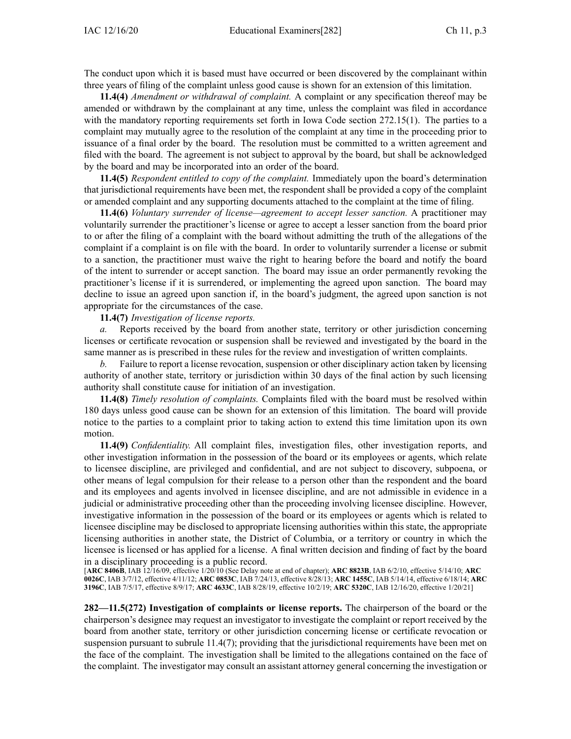The conduct upon which it is based must have occurred or been discovered by the complainant within three years of filing of the complaint unless good cause is shown for an extension of this limitation.

**11.4(4)** *Amendment or withdrawal of complaint.* A complaint or any specification thereof may be amended or withdrawn by the complainant at any time, unless the complaint was filed in accordance with the mandatory reporting requirements set forth in Iowa Code section 272.15(1). The parties to a complaint may mutually agree to the resolution of the complaint at any time in the proceeding prior to issuance of a final order by the board. The resolution must be committed to a written agreement and filed with the board. The agreement is not subject to approval by the board, but shall be acknowledged by the board and may be incorporated into an order of the board.

**11.4(5)** *Respondent entitled to copy of the complaint.* Immediately upon the board's determination that jurisdictional requirements have been met, the respondent shall be provided a copy of the complaint or amended complaint and any supporting documents attached to the complaint at the time of filing.

**11.4(6)** *Voluntary surrender of license—agreement to accept lesser sanction.* A practitioner may voluntarily surrender the practitioner's license or agree to accept a lesser sanction from the board prior to or after the filing of a complaint with the board without admitting the truth of the allegations of the complaint if a complaint is on file with the board. In order to voluntarily surrender a license or submit to a sanction, the practitioner must waive the right to hearing before the board and notify the board of the intent to surrender or accept sanction. The board may issue an order permanently revoking the practitioner's license if it is surrendered, or implementing the agreed upon sanction. The board may decline to issue an agreed upon sanction if, in the board's judgment, the agreed upon sanction is not appropriate for the circumstances of the case.

**11.4(7)** *Investigation of license reports.*

*a.* Reports received by the board from another state, territory or other jurisdiction concerning licenses or certificate revocation or suspension shall be reviewed and investigated by the board in the same manner as is prescribed in these rules for the review and investigation of written complaints.

*b.* Failure to report a license revocation, suspension or other disciplinary action taken by licensing authority of another state, territory or jurisdiction within 30 days of the final action by such licensing authority shall constitute cause for initiation of an investigation.

**11.4(8)** *Timely resolution of complaints.* Complaints filed with the board must be resolved within 180 days unless good cause can be shown for an extension of this limitation. The board will provide notice to the parties to a complaint prior to taking action to extend this time limitation upon its own motion.

**11.4(9)** *Confidentiality.* All complaint files, investigation files, other investigation reports, and other investigation information in the possession of the board or its employees or agents, which relate to licensee discipline, are privileged and confidential, and are not subject to discovery, subpoena, or other means of legal compulsion for their release to a person other than the respondent and the board and its employees and agents involved in licensee discipline, and are not admissible in evidence in a judicial or administrative proceeding other than the proceeding involving licensee discipline. However, investigative information in the possession of the board or its employees or agents which is related to licensee discipline may be disclosed to appropriate licensing authorities within this state, the appropriate licensing authorities in another state, the District of Columbia, or a territory or country in which the licensee is licensed or has applied for a license. A final written decision and finding of fact by the board in a disciplinary proceeding is a public record.

[**ARC 8406B**, IAB 12/16/09, effective 1/20/10 (See Delay note at end of chapter); **ARC 8823B**, IAB 6/2/10, effective 5/14/10; **ARC 0026C**, IAB 3/7/12, effective 4/11/12; **ARC 0853C**, IAB 7/24/13, effective 8/28/13; **ARC 1455C**, IAB 5/14/14, effective 6/18/14; **ARC 3196C**, IAB 7/5/17, effective 8/9/17; **ARC 4633C**, IAB 8/28/19, effective 10/2/19; **ARC 5320C**, IAB 12/16/20, effective 1/20/21]

**282—11.5(272) Investigation of complaints or license reports.** The chairperson of the board or the chairperson's designee may request an investigator to investigate the complaint or report received by the board from another state, territory or other jurisdiction concerning license or certificate revocation or suspension pursuant to subrule 11.4(7); providing that the jurisdictional requirements have been met on the face of the complaint. The investigation shall be limited to the allegations contained on the face of the complaint. The investigator may consult an assistant attorney general concerning the investigation or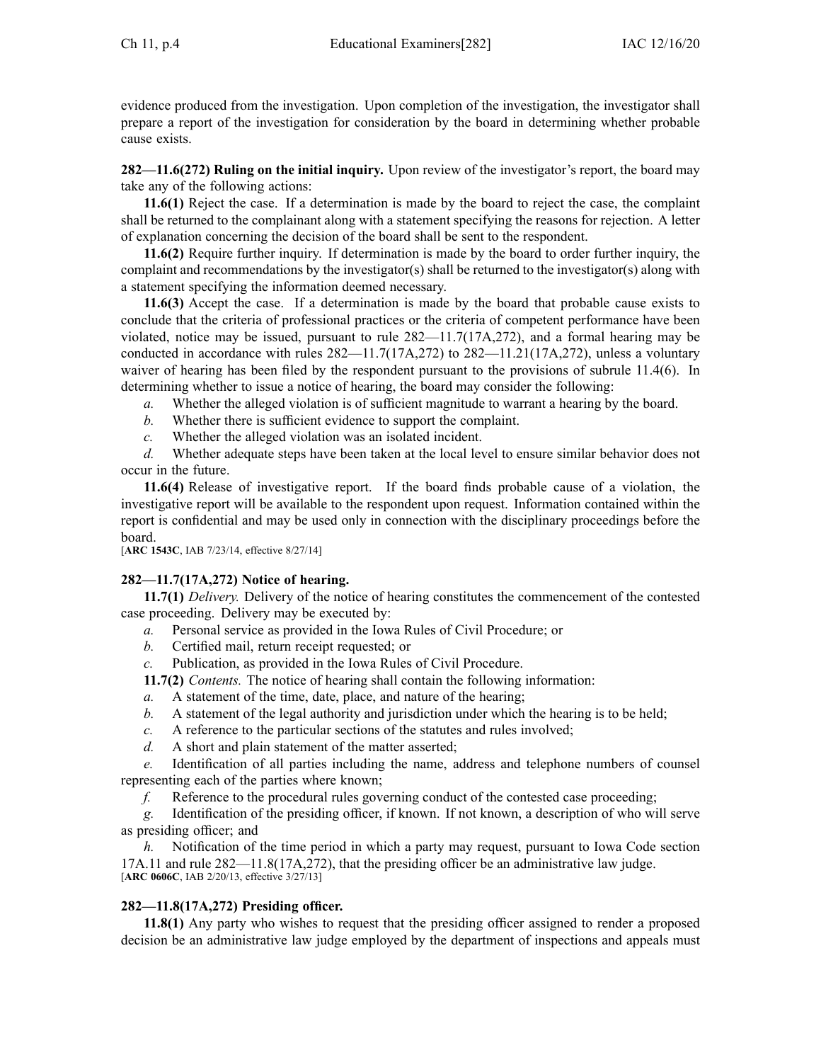evidence produced from the investigation. Upon completion of the investigation, the investigator shall prepare a report of the investigation for consideration by the board in determining whether probable cause exists.

**282—11.6(272) Ruling on the initial inquiry.** Upon review of the investigator's report, the board may take any of the following actions:

**11.6(1)** Reject the case. If a determination is made by the board to reject the case, the complaint shall be returned to the complainant along with a statement specifying the reasons for rejection. A letter of explanation concerning the decision of the board shall be sent to the respondent.

**11.6(2)** Require further inquiry. If determination is made by the board to order further inquiry, the complaint and recommendations by the investigator(s) shall be returned to the investigator(s) along with a statement specifying the information deemed necessary.

**11.6(3)** Accept the case. If a determination is made by the board that probable cause exists to conclude that the criteria of professional practices or the criteria of competent performance have been violated, notice may be issued, pursuant to rule 282—11.7(17A,272), and a formal hearing may be conducted in accordance with rules 282—11.7(17A,272) to 282—11.21(17A,272), unless a voluntary waiver of hearing has been filed by the respondent pursuant to the provisions of subrule 11.4(6). In determining whether to issue a notice of hearing, the board may consider the following:

*a.* Whether the alleged violation is of sufficient magnitude to warrant a hearing by the board.

*b.* Whether there is sufficient evidence to support the complaint.

*c.* Whether the alleged violation was an isolated incident.

*d.* Whether adequate steps have been taken at the local level to ensure similar behavior does not occur in the future.

**11.6(4)** Release of investigative report. If the board finds probable cause of a violation, the investigative report will be available to the respondent upon request. Information contained within the report is confidential and may be used only in connection with the disciplinary proceedings before the board.

[**ARC 1543C**, IAB 7/23/14, effective 8/27/14]

**282—11.7(17A,272) Notice of hearing.**

**11.7(1)** *Delivery.* Delivery of the notice of hearing constitutes the commencement of the contested case proceeding. Delivery may be executed by:

*a.* Personal service as provided in the Iowa Rules of Civil Procedure; or

*b.* Certified mail, return receipt requested; or

*c.* Publication, as provided in the Iowa Rules of Civil Procedure.

**11.7(2)** *Contents.* The notice of hearing shall contain the following information:

*a.* A statement of the time, date, place, and nature of the hearing;

*b.* A statement of the legal authority and jurisdiction under which the hearing is to be held;

*c.* A reference to the particular sections of the statutes and rules involved;

*d.* A short and plain statement of the matter asserted;

*e.* Identification of all parties including the name, address and telephone numbers of counsel representing each of the parties where known;

*f.* Reference to the procedural rules governing conduct of the contested case proceeding;

*g.* Identification of the presiding officer, if known. If not known, a description of who will serve as presiding officer; and

*h.* Notification of the time period in which a party may request, pursuant to Iowa Code section 17A.11 and rule 282—11.8(17A,272), that the presiding officer be an administrative law judge.

[**ARC 0606C**, IAB 2/20/13, effective 3/27/13]

**282—11.8(17A,272) Presiding officer.**

**11.8(1)** Any party who wishes to request that the presiding officer assigned to render a proposed decision be an administrative law judge employed by the department of inspections and appeals must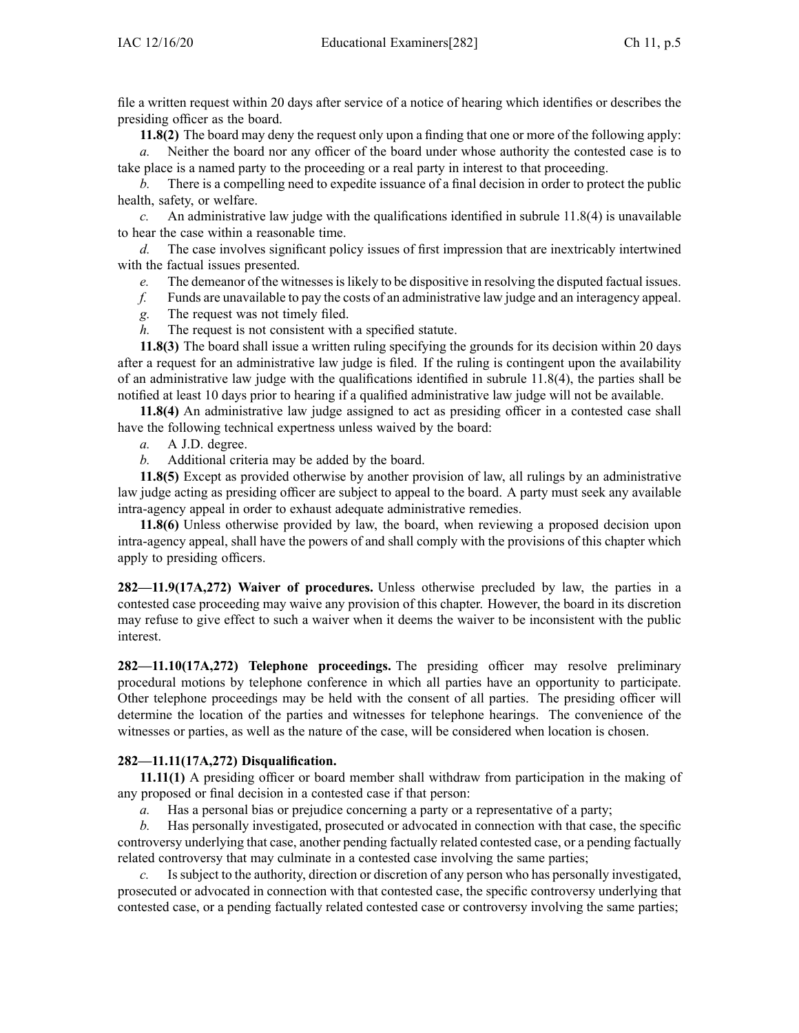file a written request within 20 days after service of a notice of hearing which identifies or describes the presiding officer as the board.

**11.8(2)** The board may deny the request only upon a finding that one or more of the following apply:

*a.* Neither the board nor any officer of the board under whose authority the contested case is to take place is a named party to the proceeding or a real party in interest to that proceeding.

*b.* There is a compelling need to expedite issuance of a final decision in order to protect the public health, safety, or welfare.

*c.* An administrative law judge with the qualifications identified in subrule 11.8(4) is unavailable to hear the case within a reasonable time.

*d.* The case involves significant policy issues of first impression that are inextricably intertwined with the factual issues presented.

*e.* The demeanor of the witnesses is likely to be dispositive in resolving the disputed factual issues.

*f.* Funds are unavailable to pay the costs of an administrative law judge and an interagency appeal.

*g.* The request was not timely filed.

*h.* The request is not consistent with a specified statute.

**11.8(3)** The board shall issue a written ruling specifying the grounds for its decision within 20 days after a request for an administrative law judge is filed. If the ruling is contingent upon the availability of an administrative law judge with the qualifications identified in subrule 11.8(4), the parties shall be notified at least 10 days prior to hearing if a qualified administrative law judge will not be available.

**11.8(4)** An administrative law judge assigned to act as presiding officer in a contested case shall have the following technical expertness unless waived by the board:

*a.* A J.D. degree.

*b.* Additional criteria may be added by the board.

**11.8(5)** Except as provided otherwise by another provision of law, all rulings by an administrative law judge acting as presiding officer are subject to appeal to the board. A party must seek any available intra-agency appeal in order to exhaust adequate administrative remedies.

**11.8(6)** Unless otherwise provided by law, the board, when reviewing a proposed decision upon intra-agency appeal, shall have the powers of and shall comply with the provisions of this chapter which apply to presiding officers.

**282—11.9(17A,272) Waiver of procedures.** Unless otherwise precluded by law, the parties in a contested case proceeding may waive any provision of this chapter. However, the board in its discretion may refuse to give effect to such a waiver when it deems the waiver to be inconsistent with the public interest.

**282—11.10(17A,272) Telephone proceedings.** The presiding officer may resolve preliminary procedural motions by telephone conference in which all parties have an opportunity to participate. Other telephone proceedings may be held with the consent of all parties. The presiding officer will determine the location of the parties and witnesses for telephone hearings. The convenience of the witnesses or parties, as well as the nature of the case, will be considered when location is chosen.

**282—11.11(17A,272) Disqualification.**

**11.11(1)** A presiding officer or board member shall withdraw from participation in the making of any proposed or final decision in a contested case if that person:

*a.* Has a personal bias or prejudice concerning a party or a representative of a party;

*b.* Has personally investigated, prosecuted or advocated in connection with that case, the specific controversy underlying that case, another pending factually related contested case, or a pending factually related controversy that may culminate in a contested case involving the same parties;

*c.* Is subject to the authority, direction or discretion of any person who has personally investigated, prosecuted or advocated in connection with that contested case, the specific controversy underlying that contested case, or a pending factually related contested case or controversy involving the same parties;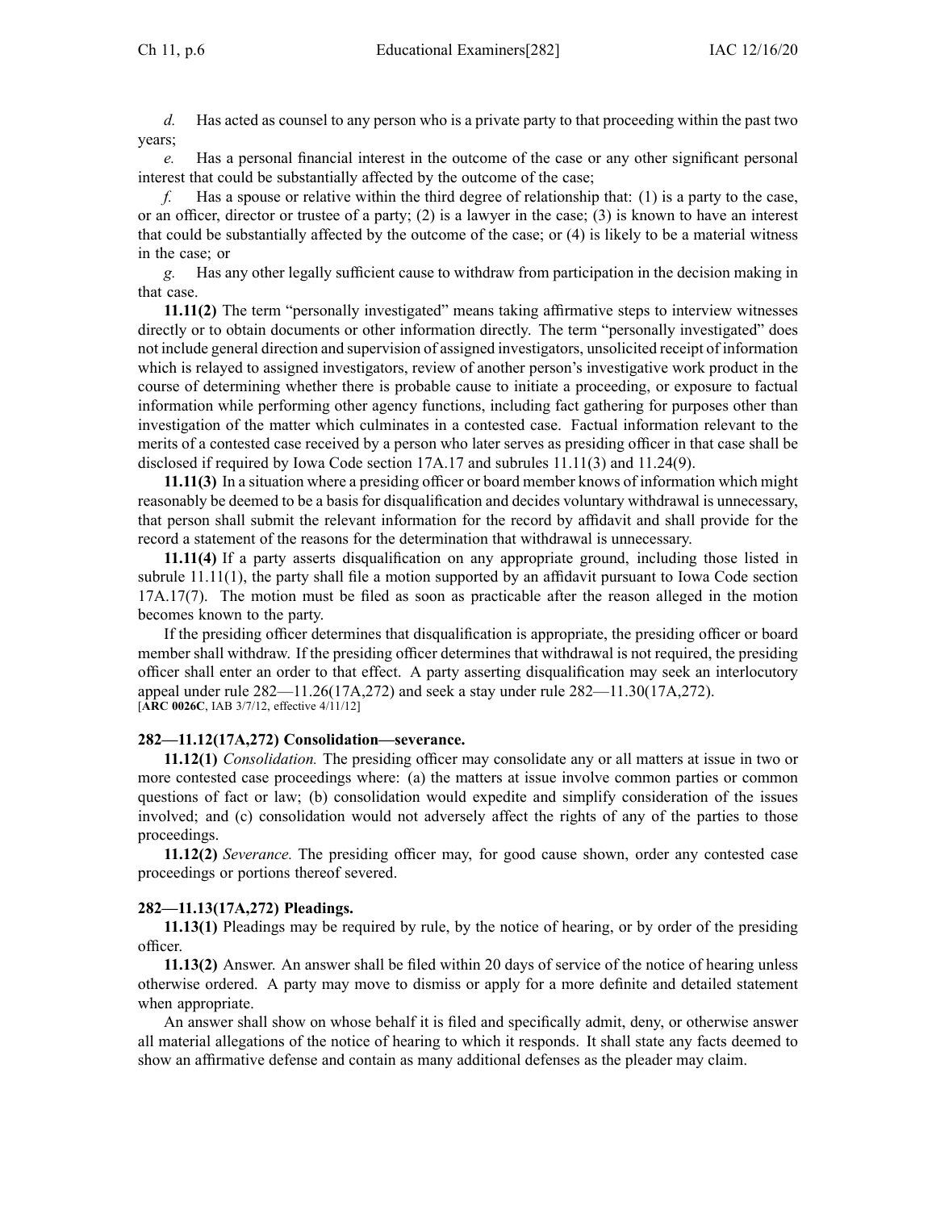*d.* Has acted as counsel to any person who is a private party to that proceeding within the past two years;

*e.* Has a personal financial interest in the outcome of the case or any other significant personal interest that could be substantially affected by the outcome of the case;

*f.* Has a spouse or relative within the third degree of relationship that: (1) is a party to the case, or an officer, director or trustee of a party; (2) is a lawyer in the case; (3) is known to have an interest that could be substantially affected by the outcome of the case; or (4) is likely to be a material witness in the case; or

*g.* Has any other legally sufficient cause to withdraw from participation in the decision making in that case.

**11.11(2)** The term "personally investigated" means taking affirmative steps to interview witnesses directly or to obtain documents or other information directly. The term "personally investigated" does not include general direction and supervision of assigned investigators, unsolicited receipt of information which is relayed to assigned investigators, review of another person's investigative work product in the course of determining whether there is probable cause to initiate a proceeding, or exposure to factual information while performing other agency functions, including fact gathering for purposes other than investigation of the matter which culminates in a contested case. Factual information relevant to the merits of a contested case received by a person who later serves as presiding officer in that case shall be disclosed if required by Iowa Code section 17A.17 and subrules 11.11(3) and 11.24(9).

**11.11(3)** In a situation where a presiding officer or board member knows of information which might reasonably be deemed to be a basis for disqualification and decides voluntary withdrawal is unnecessary, that person shall submit the relevant information for the record by affidavit and shall provide for the record a statement of the reasons for the determination that withdrawal is unnecessary.

**11.11(4)** If a party asserts disqualification on any appropriate ground, including those listed in subrule 11.11(1), the party shall file a motion supported by an affidavit pursuant to Iowa Code section 17A.17(7). The motion must be filed as soon as practicable after the reason alleged in the motion becomes known to the party.

If the presiding officer determines that disqualification is appropriate, the presiding officer or board member shall withdraw. If the presiding officer determines that withdrawal is not required, the presiding officer shall enter an order to that effect. A party asserting disqualification may seek an interlocutory appeal under rule 282—11.26(17A,272) and seek a stay under rule 282—11.30(17A,272).
[**ARC 0026C**, IAB 3/7/12, effective 4/11/12]

**282—11.12(17A,272) Consolidation—severance.**

**11.12(1)** *Consolidation.* The presiding officer may consolidate any or all matters at issue in two or more contested case proceedings where: (a) the matters at issue involve common parties or common questions of fact or law; (b) consolidation would expedite and simplify consideration of the issues involved; and (c) consolidation would not adversely affect the rights of any of the parties to those proceedings.

**11.12(2)** *Severance.* The presiding officer may, for good cause shown, order any contested case proceedings or portions thereof severed.

**282—11.13(17A,272) Pleadings.**

**11.13(1)** Pleadings may be required by rule, by the notice of hearing, or by order of the presiding officer.

**11.13(2)** Answer. An answer shall be filed within 20 days of service of the notice of hearing unless otherwise ordered. A party may move to dismiss or apply for a more definite and detailed statement when appropriate.

An answer shall show on whose behalf it is filed and specifically admit, deny, or otherwise answer all material allegations of the notice of hearing to which it responds. It shall state any facts deemed to show an affirmative defense and contain as many additional defenses as the pleader may claim.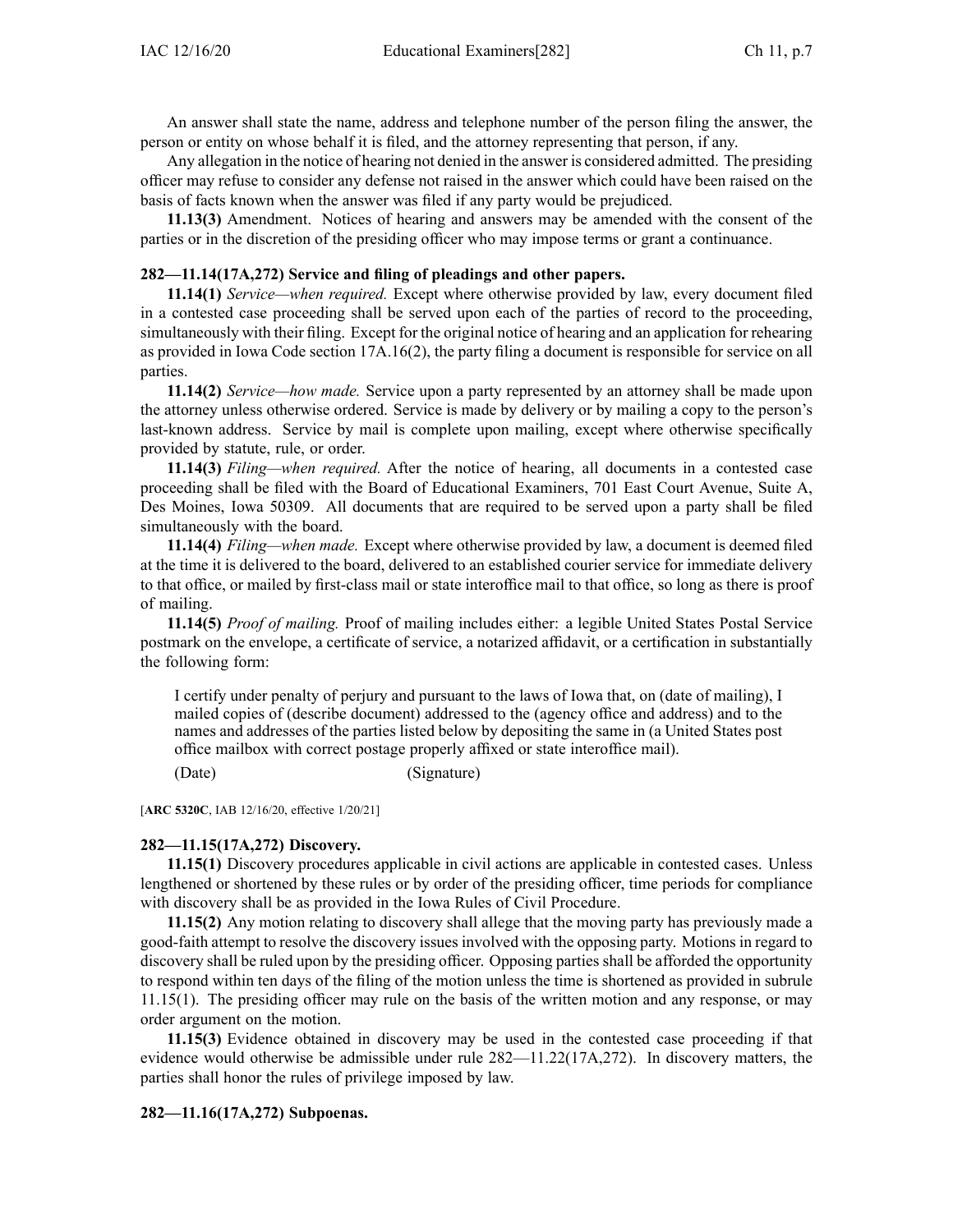An answer shall state the name, address and telephone number of the person filing the answer, the person or entity on whose behalf it is filed, and the attorney representing that person, if any.

Any allegation in the notice of hearing not denied in the answer is considered admitted. The presiding officer may refuse to consider any defense not raised in the answer which could have been raised on the basis of facts known when the answer was filed if any party would be prejudiced.

**11.13(3)** Amendment. Notices of hearing and answers may be amended with the consent of the parties or in the discretion of the presiding officer who may impose terms or grant a continuance.

**282—11.14(17A,272) Service and filing of pleadings and other papers.**

**11.14(1)** *Service—when required.* Except where otherwise provided by law, every document filed in a contested case proceeding shall be served upon each of the parties of record to the proceeding, simultaneously with their filing. Except for the original notice of hearing and an application for rehearing as provided in Iowa Code section 17A.16(2), the party filing a document is responsible for service on all parties.

**11.14(2)** *Service—how made.* Service upon a party represented by an attorney shall be made upon the attorney unless otherwise ordered. Service is made by delivery or by mailing a copy to the person's last-known address. Service by mail is complete upon mailing, except where otherwise specifically provided by statute, rule, or order.

**11.14(3)** *Filing—when required.* After the notice of hearing, all documents in a contested case proceeding shall be filed with the Board of Educational Examiners, 701 East Court Avenue, Suite A, Des Moines, Iowa 50309. All documents that are required to be served upon a party shall be filed simultaneously with the board.

**11.14(4)** *Filing—when made.* Except where otherwise provided by law, a document is deemed filed at the time it is delivered to the board, delivered to an established courier service for immediate delivery to that office, or mailed by first-class mail or state interoffice mail to that office, so long as there is proof of mailing.

**11.14(5)** *Proof of mailing.* Proof of mailing includes either: a legible United States Postal Service postmark on the envelope, a certificate of service, a notarized affidavit, or a certification in substantially the following form:

> I certify under penalty of perjury and pursuant to the laws of Iowa that, on (date of mailing), I mailed copies of (describe document) addressed to the (agency office and address) and to the names and addresses of the parties listed below by depositing the same in (a United States post office mailbox with correct postage properly affixed or state interoffice mail).
>
> (Date) (Signature)

[**ARC 5320C**, IAB 12/16/20, effective 1/20/21]

**282—11.15(17A,272) Discovery.**

**11.15(1)** Discovery procedures applicable in civil actions are applicable in contested cases. Unless lengthened or shortened by these rules or by order of the presiding officer, time periods for compliance with discovery shall be as provided in the Iowa Rules of Civil Procedure.

**11.15(2)** Any motion relating to discovery shall allege that the moving party has previously made a good-faith attempt to resolve the discovery issues involved with the opposing party. Motions in regard to discovery shall be ruled upon by the presiding officer. Opposing parties shall be afforded the opportunity to respond within ten days of the filing of the motion unless the time is shortened as provided in subrule 11.15(1). The presiding officer may rule on the basis of the written motion and any response, or may order argument on the motion.

**11.15(3)** Evidence obtained in discovery may be used in the contested case proceeding if that evidence would otherwise be admissible under rule 282—11.22(17A,272). In discovery matters, the parties shall honor the rules of privilege imposed by law.

**282—11.16(17A,272) Subpoenas.**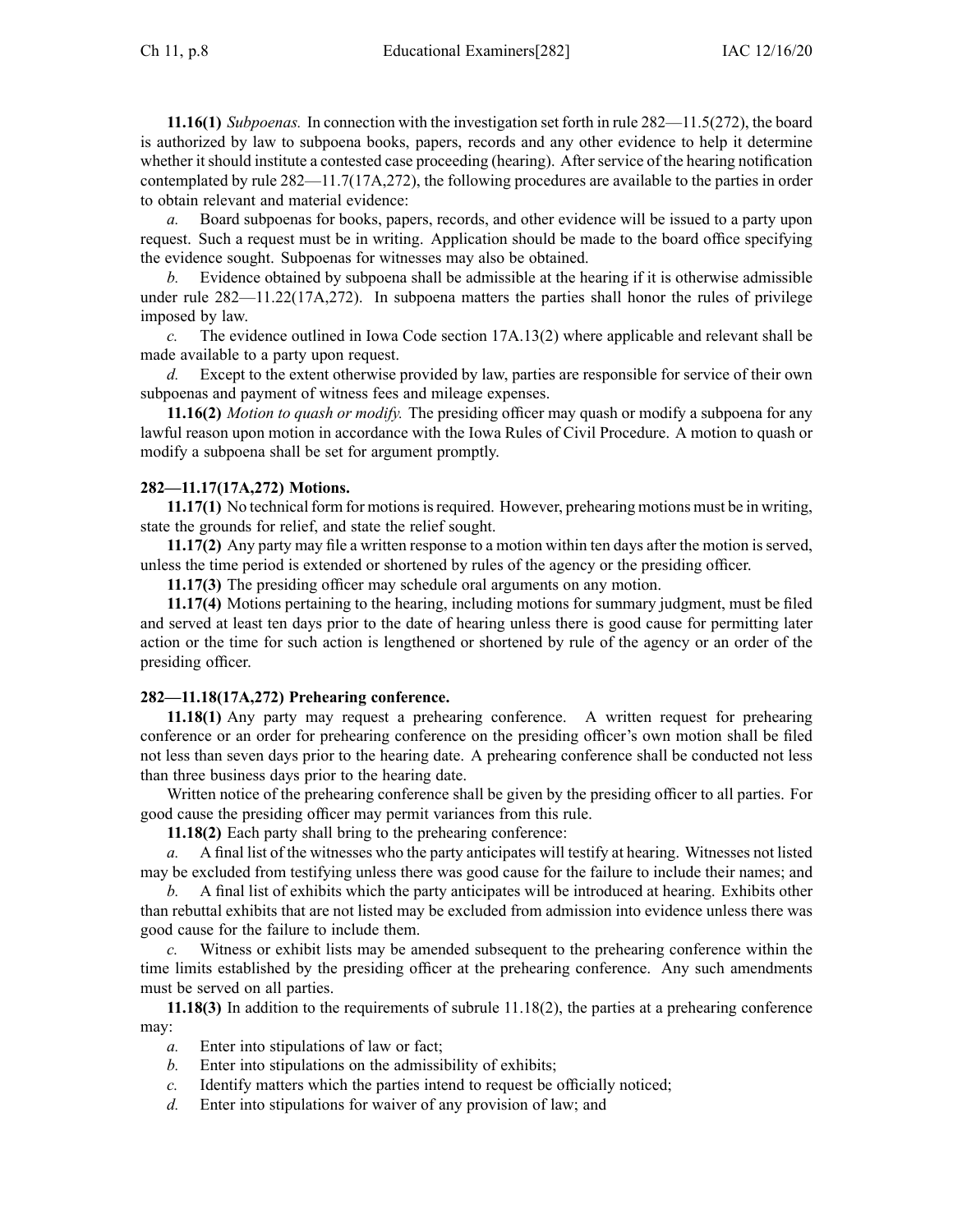**11.16(1)** *Subpoenas.* In connection with the investigation set forth in rule 282—11.5(272), the board is authorized by law to subpoena books, papers, records and any other evidence to help it determine whether it should institute a contested case proceeding (hearing). After service of the hearing notification contemplated by rule 282—11.7(17A,272), the following procedures are available to the parties in order to obtain relevant and material evidence:

*a.* Board subpoenas for books, papers, records, and other evidence will be issued to a party upon request. Such a request must be in writing. Application should be made to the board office specifying the evidence sought. Subpoenas for witnesses may also be obtained.

*b.* Evidence obtained by subpoena shall be admissible at the hearing if it is otherwise admissible under rule 282—11.22(17A,272). In subpoena matters the parties shall honor the rules of privilege imposed by law.

*c.* The evidence outlined in Iowa Code section 17A.13(2) where applicable and relevant shall be made available to a party upon request.

*d.* Except to the extent otherwise provided by law, parties are responsible for service of their own subpoenas and payment of witness fees and mileage expenses.

**11.16(2)** *Motion to quash or modify.* The presiding officer may quash or modify a subpoena for any lawful reason upon motion in accordance with the Iowa Rules of Civil Procedure. A motion to quash or modify a subpoena shall be set for argument promptly.

### 282—11.17(17A,272) Motions.

**11.17(1)** No technical form for motions is required. However, prehearing motions must be in writing, state the grounds for relief, and state the relief sought.

**11.17(2)** Any party may file a written response to a motion within ten days after the motion is served, unless the time period is extended or shortened by rules of the agency or the presiding officer.

**11.17(3)** The presiding officer may schedule oral arguments on any motion.

**11.17(4)** Motions pertaining to the hearing, including motions for summary judgment, must be filed and served at least ten days prior to the date of hearing unless there is good cause for permitting later action or the time for such action is lengthened or shortened by rule of the agency or an order of the presiding officer.

### 282—11.18(17A,272) Prehearing conference.

**11.18(1)** Any party may request a prehearing conference. A written request for prehearing conference or an order for prehearing conference on the presiding officer's own motion shall be filed not less than seven days prior to the hearing date. A prehearing conference shall be conducted not less than three business days prior to the hearing date.

Written notice of the prehearing conference shall be given by the presiding officer to all parties. For good cause the presiding officer may permit variances from this rule.

**11.18(2)** Each party shall bring to the prehearing conference:

*a.* A final list of the witnesses who the party anticipates will testify at hearing. Witnesses not listed may be excluded from testifying unless there was good cause for the failure to include their names; and

*b.* A final list of exhibits which the party anticipates will be introduced at hearing. Exhibits other than rebuttal exhibits that are not listed may be excluded from admission into evidence unless there was good cause for the failure to include them.

*c.* Witness or exhibit lists may be amended subsequent to the prehearing conference within the time limits established by the presiding officer at the prehearing conference. Any such amendments must be served on all parties.

**11.18(3)** In addition to the requirements of subrule 11.18(2), the parties at a prehearing conference may:

*a.* Enter into stipulations of law or fact;

*b.* Enter into stipulations on the admissibility of exhibits;

*c.* Identify matters which the parties intend to request be officially noticed;

*d.* Enter into stipulations for waiver of any provision of law; and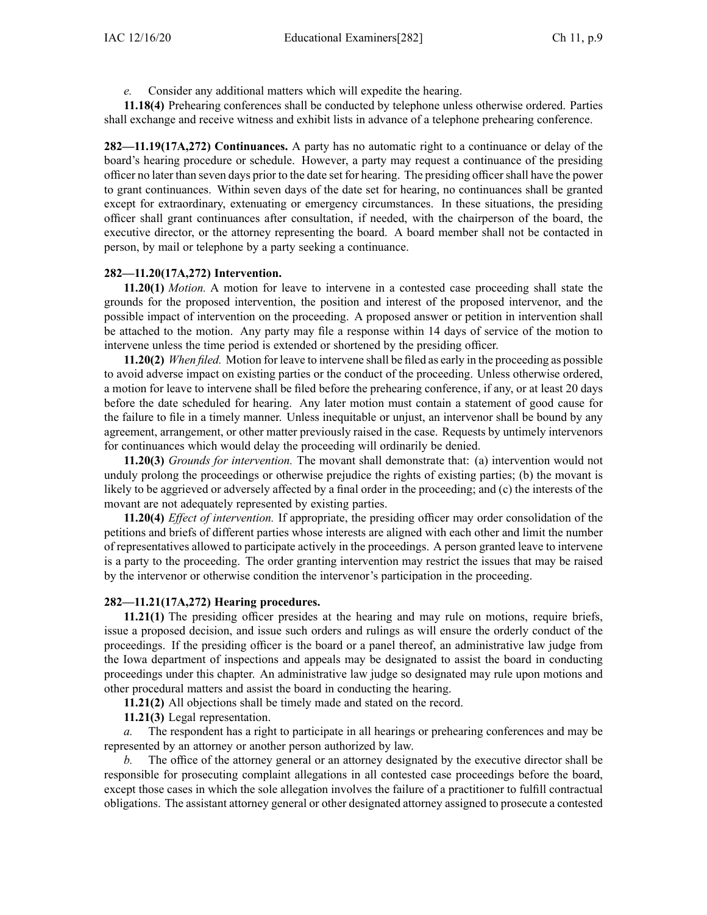*e.* Consider any additional matters which will expedite the hearing.

**11.18(4)** Prehearing conferences shall be conducted by telephone unless otherwise ordered. Parties shall exchange and receive witness and exhibit lists in advance of a telephone prehearing conference.

**282—11.19(17A,272) Continuances.** A party has no automatic right to a continuance or delay of the board's hearing procedure or schedule. However, a party may request a continuance of the presiding officer no later than seven days prior to the date set for hearing. The presiding officer shall have the power to grant continuances. Within seven days of the date set for hearing, no continuances shall be granted except for extraordinary, extenuating or emergency circumstances. In these situations, the presiding officer shall grant continuances after consultation, if needed, with the chairperson of the board, the executive director, or the attorney representing the board. A board member shall not be contacted in person, by mail or telephone by a party seeking a continuance.

**282—11.20(17A,272) Intervention.**

**11.20(1)** *Motion.* A motion for leave to intervene in a contested case proceeding shall state the grounds for the proposed intervention, the position and interest of the proposed intervenor, and the possible impact of intervention on the proceeding. A proposed answer or petition in intervention shall be attached to the motion. Any party may file a response within 14 days of service of the motion to intervene unless the time period is extended or shortened by the presiding officer.

**11.20(2)** *When filed.* Motion for leave to intervene shall be filed as early in the proceeding as possible to avoid adverse impact on existing parties or the conduct of the proceeding. Unless otherwise ordered, a motion for leave to intervene shall be filed before the prehearing conference, if any, or at least 20 days before the date scheduled for hearing. Any later motion must contain a statement of good cause for the failure to file in a timely manner. Unless inequitable or unjust, an intervenor shall be bound by any agreement, arrangement, or other matter previously raised in the case. Requests by untimely intervenors for continuances which would delay the proceeding will ordinarily be denied.

**11.20(3)** *Grounds for intervention.* The movant shall demonstrate that: (a) intervention would not unduly prolong the proceedings or otherwise prejudice the rights of existing parties; (b) the movant is likely to be aggrieved or adversely affected by a final order in the proceeding; and (c) the interests of the movant are not adequately represented by existing parties.

**11.20(4)** *Effect of intervention.* If appropriate, the presiding officer may order consolidation of the petitions and briefs of different parties whose interests are aligned with each other and limit the number of representatives allowed to participate actively in the proceedings. A person granted leave to intervene is a party to the proceeding. The order granting intervention may restrict the issues that may be raised by the intervenor or otherwise condition the intervenor's participation in the proceeding.

**282—11.21(17A,272) Hearing procedures.**

**11.21(1)** The presiding officer presides at the hearing and may rule on motions, require briefs, issue a proposed decision, and issue such orders and rulings as will ensure the orderly conduct of the proceedings. If the presiding officer is the board or a panel thereof, an administrative law judge from the Iowa department of inspections and appeals may be designated to assist the board in conducting proceedings under this chapter. An administrative law judge so designated may rule upon motions and other procedural matters and assist the board in conducting the hearing.

**11.21(2)** All objections shall be timely made and stated on the record.

**11.21(3)** Legal representation.

*a.* The respondent has a right to participate in all hearings or prehearing conferences and may be represented by an attorney or another person authorized by law.

*b.* The office of the attorney general or an attorney designated by the executive director shall be responsible for prosecuting complaint allegations in all contested case proceedings before the board, except those cases in which the sole allegation involves the failure of a practitioner to fulfill contractual obligations. The assistant attorney general or other designated attorney assigned to prosecute a contested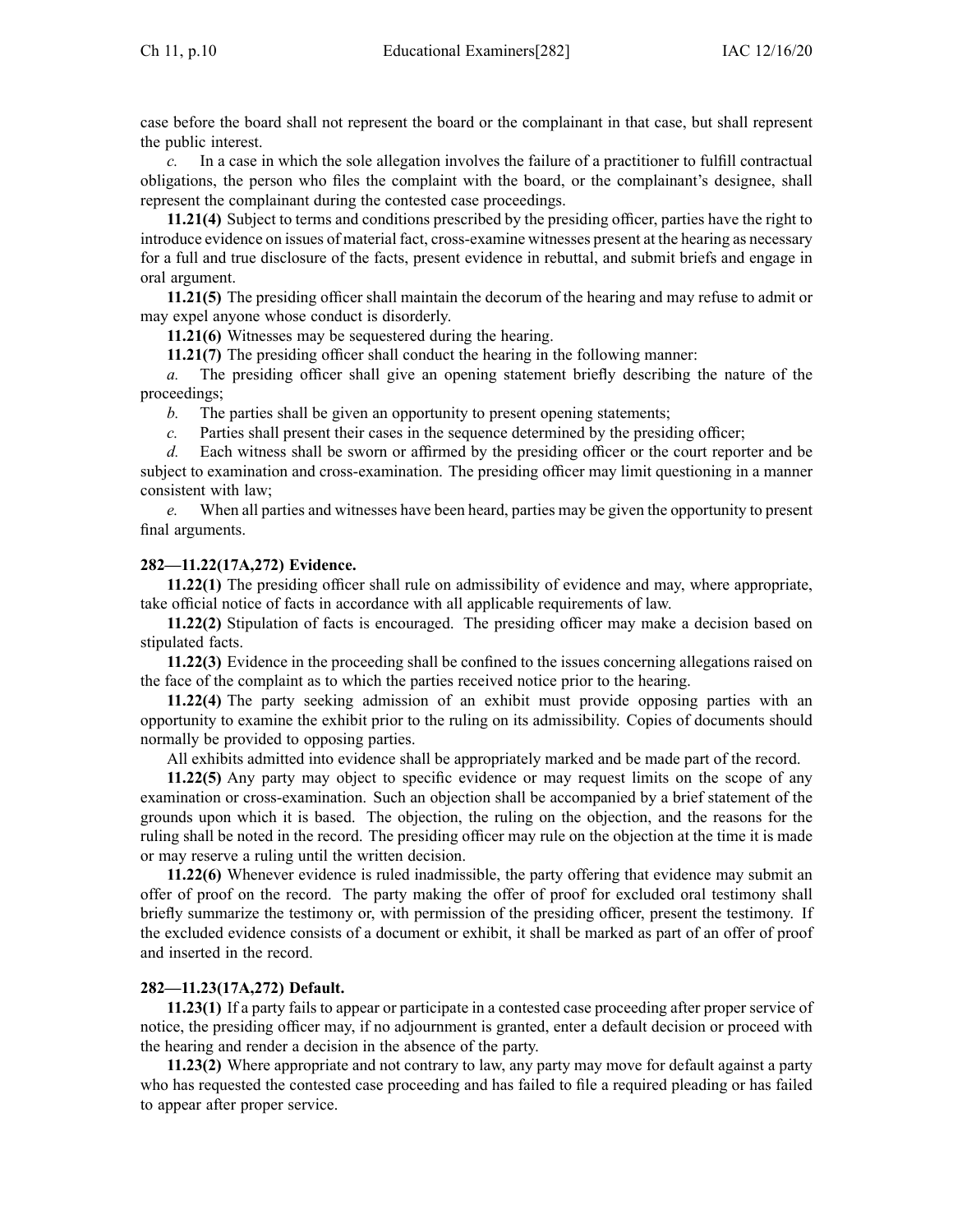case before the board shall not represent the board or the complainant in that case, but shall represent the public interest.

*c.* In a case in which the sole allegation involves the failure of a practitioner to fulfill contractual obligations, the person who files the complaint with the board, or the complainant's designee, shall represent the complainant during the contested case proceedings.

**11.21(4)** Subject to terms and conditions prescribed by the presiding officer, parties have the right to introduce evidence on issues of material fact, cross-examine witnesses present at the hearing as necessary for a full and true disclosure of the facts, present evidence in rebuttal, and submit briefs and engage in oral argument.

**11.21(5)** The presiding officer shall maintain the decorum of the hearing and may refuse to admit or may expel anyone whose conduct is disorderly.

**11.21(6)** Witnesses may be sequestered during the hearing.

**11.21(7)** The presiding officer shall conduct the hearing in the following manner:

*a.* The presiding officer shall give an opening statement briefly describing the nature of the proceedings;

*b.* The parties shall be given an opportunity to present opening statements;

*c.* Parties shall present their cases in the sequence determined by the presiding officer;

*d.* Each witness shall be sworn or affirmed by the presiding officer or the court reporter and be subject to examination and cross-examination. The presiding officer may limit questioning in a manner consistent with law;

*e.* When all parties and witnesses have been heard, parties may be given the opportunity to present final arguments.

### 282—11.22(17A,272) Evidence.

**11.22(1)** The presiding officer shall rule on admissibility of evidence and may, where appropriate, take official notice of facts in accordance with all applicable requirements of law.

**11.22(2)** Stipulation of facts is encouraged. The presiding officer may make a decision based on stipulated facts.

**11.22(3)** Evidence in the proceeding shall be confined to the issues concerning allegations raised on the face of the complaint as to which the parties received notice prior to the hearing.

**11.22(4)** The party seeking admission of an exhibit must provide opposing parties with an opportunity to examine the exhibit prior to the ruling on its admissibility. Copies of documents should normally be provided to opposing parties.

All exhibits admitted into evidence shall be appropriately marked and be made part of the record.

**11.22(5)** Any party may object to specific evidence or may request limits on the scope of any examination or cross-examination. Such an objection shall be accompanied by a brief statement of the grounds upon which it is based. The objection, the ruling on the objection, and the reasons for the ruling shall be noted in the record. The presiding officer may rule on the objection at the time it is made or may reserve a ruling until the written decision.

**11.22(6)** Whenever evidence is ruled inadmissible, the party offering that evidence may submit an offer of proof on the record. The party making the offer of proof for excluded oral testimony shall briefly summarize the testimony or, with permission of the presiding officer, present the testimony. If the excluded evidence consists of a document or exhibit, it shall be marked as part of an offer of proof and inserted in the record.

### 282—11.23(17A,272) Default.

**11.23(1)** If a party fails to appear or participate in a contested case proceeding after proper service of notice, the presiding officer may, if no adjournment is granted, enter a default decision or proceed with the hearing and render a decision in the absence of the party.

**11.23(2)** Where appropriate and not contrary to law, any party may move for default against a party who has requested the contested case proceeding and has failed to file a required pleading or has failed to appear after proper service.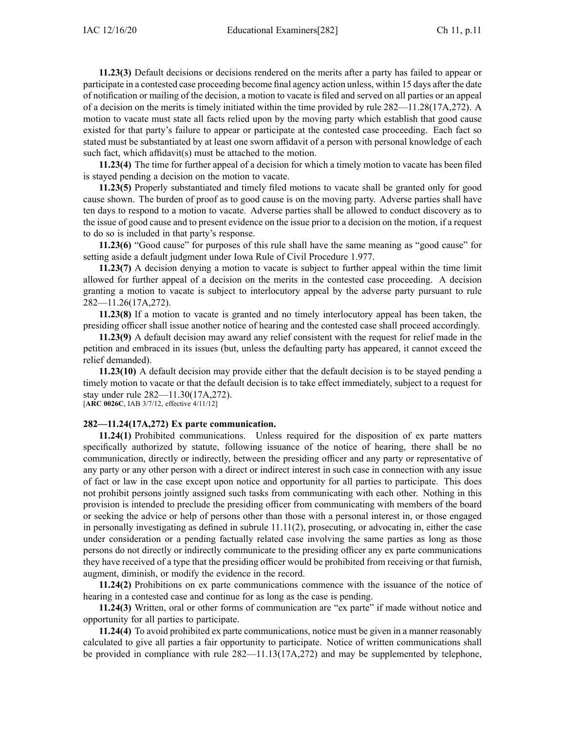**11.23(3)** Default decisions or decisions rendered on the merits after a party has failed to appear or participate in a contested case proceeding become final agency action unless, within 15 days after the date of notification or mailing of the decision, a motion to vacate is filed and served on all parties or an appeal of a decision on the merits is timely initiated within the time provided by rule 282—11.28(17A,272). A motion to vacate must state all facts relied upon by the moving party which establish that good cause existed for that party's failure to appear or participate at the contested case proceeding. Each fact so stated must be substantiated by at least one sworn affidavit of a person with personal knowledge of each such fact, which affidavit(s) must be attached to the motion.

**11.23(4)** The time for further appeal of a decision for which a timely motion to vacate has been filed is stayed pending a decision on the motion to vacate.

**11.23(5)** Properly substantiated and timely filed motions to vacate shall be granted only for good cause shown. The burden of proof as to good cause is on the moving party. Adverse parties shall have ten days to respond to a motion to vacate. Adverse parties shall be allowed to conduct discovery as to the issue of good cause and to present evidence on the issue prior to a decision on the motion, if a request to do so is included in that party's response.

**11.23(6)** "Good cause" for purposes of this rule shall have the same meaning as "good cause" for setting aside a default judgment under Iowa Rule of Civil Procedure 1.977.

**11.23(7)** A decision denying a motion to vacate is subject to further appeal within the time limit allowed for further appeal of a decision on the merits in the contested case proceeding. A decision granting a motion to vacate is subject to interlocutory appeal by the adverse party pursuant to rule 282—11.26(17A,272).

**11.23(8)** If a motion to vacate is granted and no timely interlocutory appeal has been taken, the presiding officer shall issue another notice of hearing and the contested case shall proceed accordingly.

**11.23(9)** A default decision may award any relief consistent with the request for relief made in the petition and embraced in its issues (but, unless the defaulting party has appeared, it cannot exceed the relief demanded).

**11.23(10)** A default decision may provide either that the default decision is to be stayed pending a timely motion to vacate or that the default decision is to take effect immediately, subject to a request for stay under rule 282—11.30(17A,272).

[**ARC 0026C**, IAB 3/7/12, effective 4/11/12]

**282—11.24(17A,272) Ex parte communication.**

**11.24(1)** Prohibited communications. Unless required for the disposition of ex parte matters specifically authorized by statute, following issuance of the notice of hearing, there shall be no communication, directly or indirectly, between the presiding officer and any party or representative of any party or any other person with a direct or indirect interest in such case in connection with any issue of fact or law in the case except upon notice and opportunity for all parties to participate. This does not prohibit persons jointly assigned such tasks from communicating with each other. Nothing in this provision is intended to preclude the presiding officer from communicating with members of the board or seeking the advice or help of persons other than those with a personal interest in, or those engaged in personally investigating as defined in subrule 11.11(2), prosecuting, or advocating in, either the case under consideration or a pending factually related case involving the same parties as long as those persons do not directly or indirectly communicate to the presiding officer any ex parte communications they have received of a type that the presiding officer would be prohibited from receiving or that furnish, augment, diminish, or modify the evidence in the record.

**11.24(2)** Prohibitions on ex parte communications commence with the issuance of the notice of hearing in a contested case and continue for as long as the case is pending.

**11.24(3)** Written, oral or other forms of communication are "ex parte" if made without notice and opportunity for all parties to participate.

**11.24(4)** To avoid prohibited ex parte communications, notice must be given in a manner reasonably calculated to give all parties a fair opportunity to participate. Notice of written communications shall be provided in compliance with rule 282—11.13(17A,272) and may be supplemented by telephone,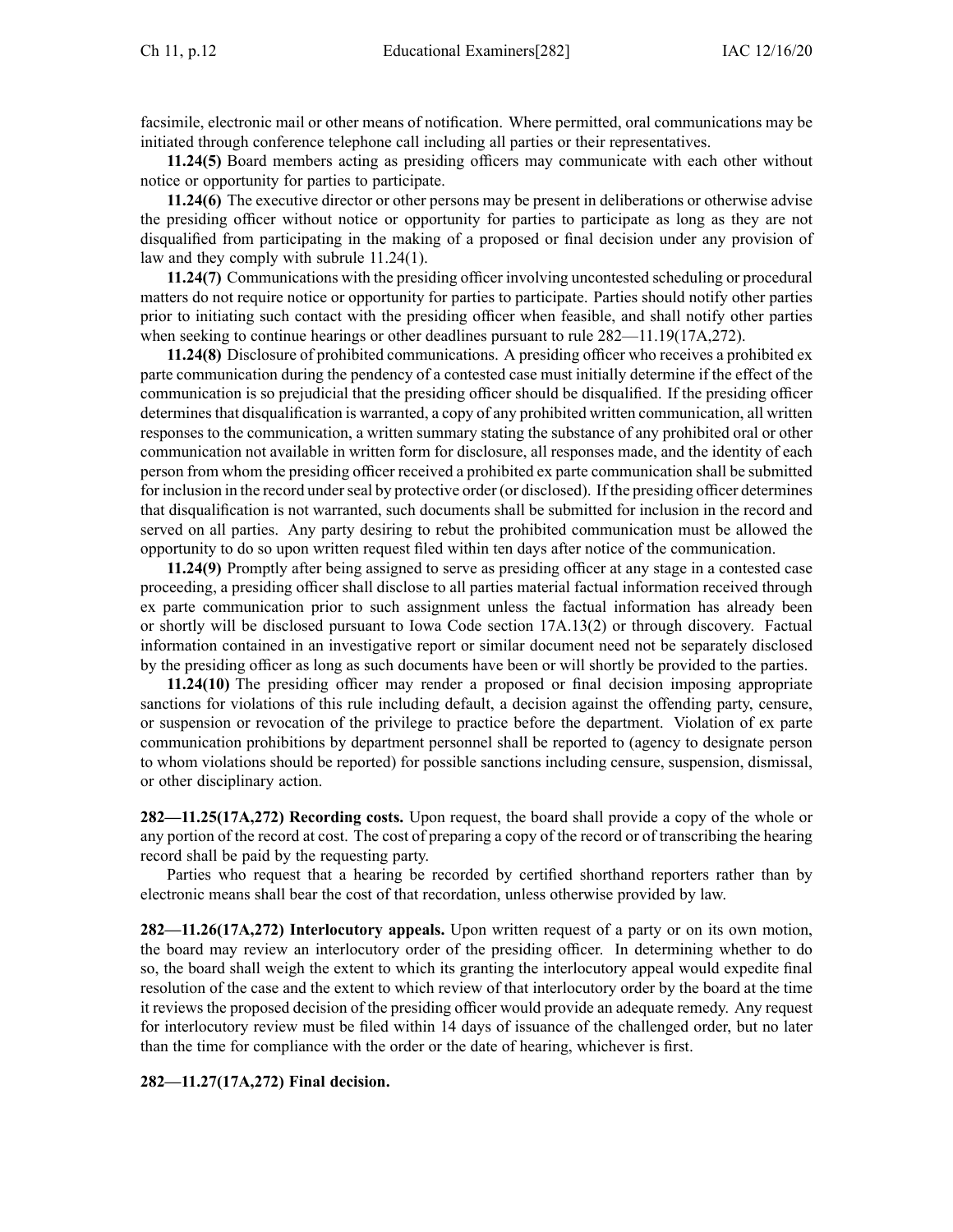facsimile, electronic mail or other means of notification. Where permitted, oral communications may be initiated through conference telephone call including all parties or their representatives.

**11.24(5)** Board members acting as presiding officers may communicate with each other without notice or opportunity for parties to participate.

**11.24(6)** The executive director or other persons may be present in deliberations or otherwise advise the presiding officer without notice or opportunity for parties to participate as long as they are not disqualified from participating in the making of a proposed or final decision under any provision of law and they comply with subrule 11.24(1).

**11.24(7)** Communications with the presiding officer involving uncontested scheduling or procedural matters do not require notice or opportunity for parties to participate. Parties should notify other parties prior to initiating such contact with the presiding officer when feasible, and shall notify other parties when seeking to continue hearings or other deadlines pursuant to rule 282—11.19(17A,272).

**11.24(8)** Disclosure of prohibited communications. A presiding officer who receives a prohibited ex parte communication during the pendency of a contested case must initially determine if the effect of the communication is so prejudicial that the presiding officer should be disqualified. If the presiding officer determines that disqualification is warranted, a copy of any prohibited written communication, all written responses to the communication, a written summary stating the substance of any prohibited oral or other communication not available in written form for disclosure, all responses made, and the identity of each person from whom the presiding officer received a prohibited ex parte communication shall be submitted for inclusion in the record under seal by protective order (or disclosed). If the presiding officer determines that disqualification is not warranted, such documents shall be submitted for inclusion in the record and served on all parties. Any party desiring to rebut the prohibited communication must be allowed the opportunity to do so upon written request filed within ten days after notice of the communication.

**11.24(9)** Promptly after being assigned to serve as presiding officer at any stage in a contested case proceeding, a presiding officer shall disclose to all parties material factual information received through ex parte communication prior to such assignment unless the factual information has already been or shortly will be disclosed pursuant to Iowa Code section 17A.13(2) or through discovery. Factual information contained in an investigative report or similar document need not be separately disclosed by the presiding officer as long as such documents have been or will shortly be provided to the parties.

**11.24(10)** The presiding officer may render a proposed or final decision imposing appropriate sanctions for violations of this rule including default, a decision against the offending party, censure, or suspension or revocation of the privilege to practice before the department. Violation of ex parte communication prohibitions by department personnel shall be reported to (agency to designate person to whom violations should be reported) for possible sanctions including censure, suspension, dismissal, or other disciplinary action.

**282—11.25(17A,272) Recording costs.** Upon request, the board shall provide a copy of the whole or any portion of the record at cost. The cost of preparing a copy of the record or of transcribing the hearing record shall be paid by the requesting party.

Parties who request that a hearing be recorded by certified shorthand reporters rather than by electronic means shall bear the cost of that recordation, unless otherwise provided by law.

**282—11.26(17A,272) Interlocutory appeals.** Upon written request of a party or on its own motion, the board may review an interlocutory order of the presiding officer. In determining whether to do so, the board shall weigh the extent to which its granting the interlocutory appeal would expedite final resolution of the case and the extent to which review of that interlocutory order by the board at the time it reviews the proposed decision of the presiding officer would provide an adequate remedy. Any request for interlocutory review must be filed within 14 days of issuance of the challenged order, but no later than the time for compliance with the order or the date of hearing, whichever is first.

**282—11.27(17A,272) Final decision.**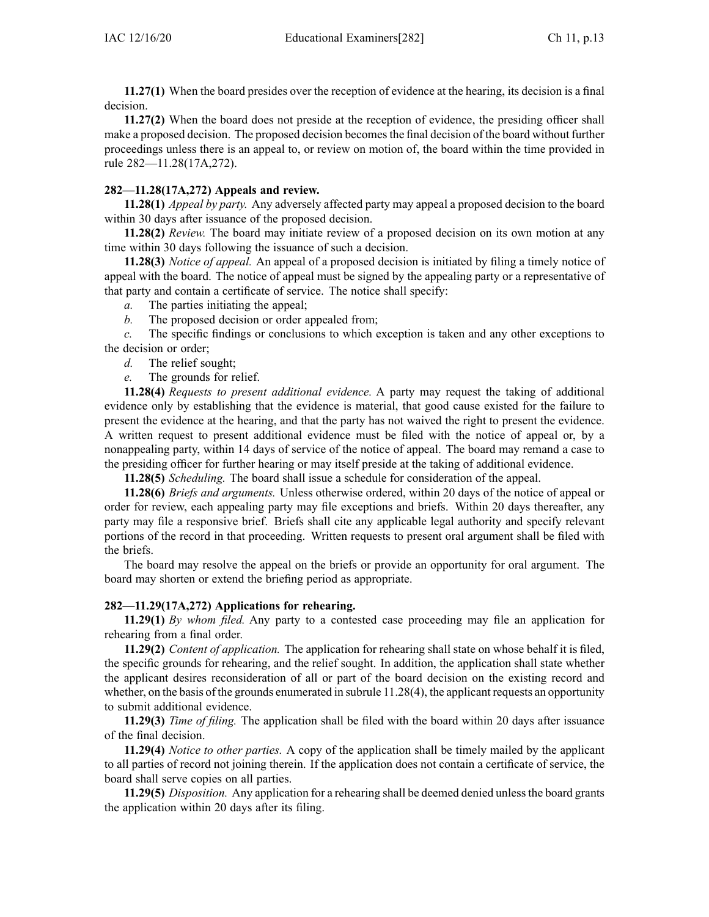**11.27(1)** When the board presides over the reception of evidence at the hearing, its decision is a final decision.

**11.27(2)** When the board does not preside at the reception of evidence, the presiding officer shall make a proposed decision. The proposed decision becomes the final decision of the board without further proceedings unless there is an appeal to, or review on motion of, the board within the time provided in rule 282—11.28(17A,272).

### 282—11.28(17A,272) Appeals and review.

**11.28(1)** *Appeal by party.* Any adversely affected party may appeal a proposed decision to the board within 30 days after issuance of the proposed decision.

**11.28(2)** *Review.* The board may initiate review of a proposed decision on its own motion at any time within 30 days following the issuance of such a decision.

**11.28(3)** *Notice of appeal.* An appeal of a proposed decision is initiated by filing a timely notice of appeal with the board. The notice of appeal must be signed by the appealing party or a representative of that party and contain a certificate of service. The notice shall specify:

*a.* The parties initiating the appeal;

*b.* The proposed decision or order appealed from;

*c.* The specific findings or conclusions to which exception is taken and any other exceptions to the decision or order;

*d.* The relief sought;

*e.* The grounds for relief.

**11.28(4)** *Requests to present additional evidence.* A party may request the taking of additional evidence only by establishing that the evidence is material, that good cause existed for the failure to present the evidence at the hearing, and that the party has not waived the right to present the evidence. A written request to present additional evidence must be filed with the notice of appeal or, by a nonappealing party, within 14 days of service of the notice of appeal. The board may remand a case to the presiding officer for further hearing or may itself preside at the taking of additional evidence.

**11.28(5)** *Scheduling.* The board shall issue a schedule for consideration of the appeal.

**11.28(6)** *Briefs and arguments.* Unless otherwise ordered, within 20 days of the notice of appeal or order for review, each appealing party may file exceptions and briefs. Within 20 days thereafter, any party may file a responsive brief. Briefs shall cite any applicable legal authority and specify relevant portions of the record in that proceeding. Written requests to present oral argument shall be filed with the briefs.

The board may resolve the appeal on the briefs or provide an opportunity for oral argument. The board may shorten or extend the briefing period as appropriate.

### 282—11.29(17A,272) Applications for rehearing.

**11.29(1)** *By whom filed.* Any party to a contested case proceeding may file an application for rehearing from a final order.

**11.29(2)** *Content of application.* The application for rehearing shall state on whose behalf it is filed, the specific grounds for rehearing, and the relief sought. In addition, the application shall state whether the applicant desires reconsideration of all or part of the board decision on the existing record and whether, on the basis of the grounds enumerated in subrule 11.28(4), the applicant requests an opportunity to submit additional evidence.

**11.29(3)** *Time of filing.* The application shall be filed with the board within 20 days after issuance of the final decision.

**11.29(4)** *Notice to other parties.* A copy of the application shall be timely mailed by the applicant to all parties of record not joining therein. If the application does not contain a certificate of service, the board shall serve copies on all parties.

**11.29(5)** *Disposition.* Any application for a rehearing shall be deemed denied unless the board grants the application within 20 days after its filing.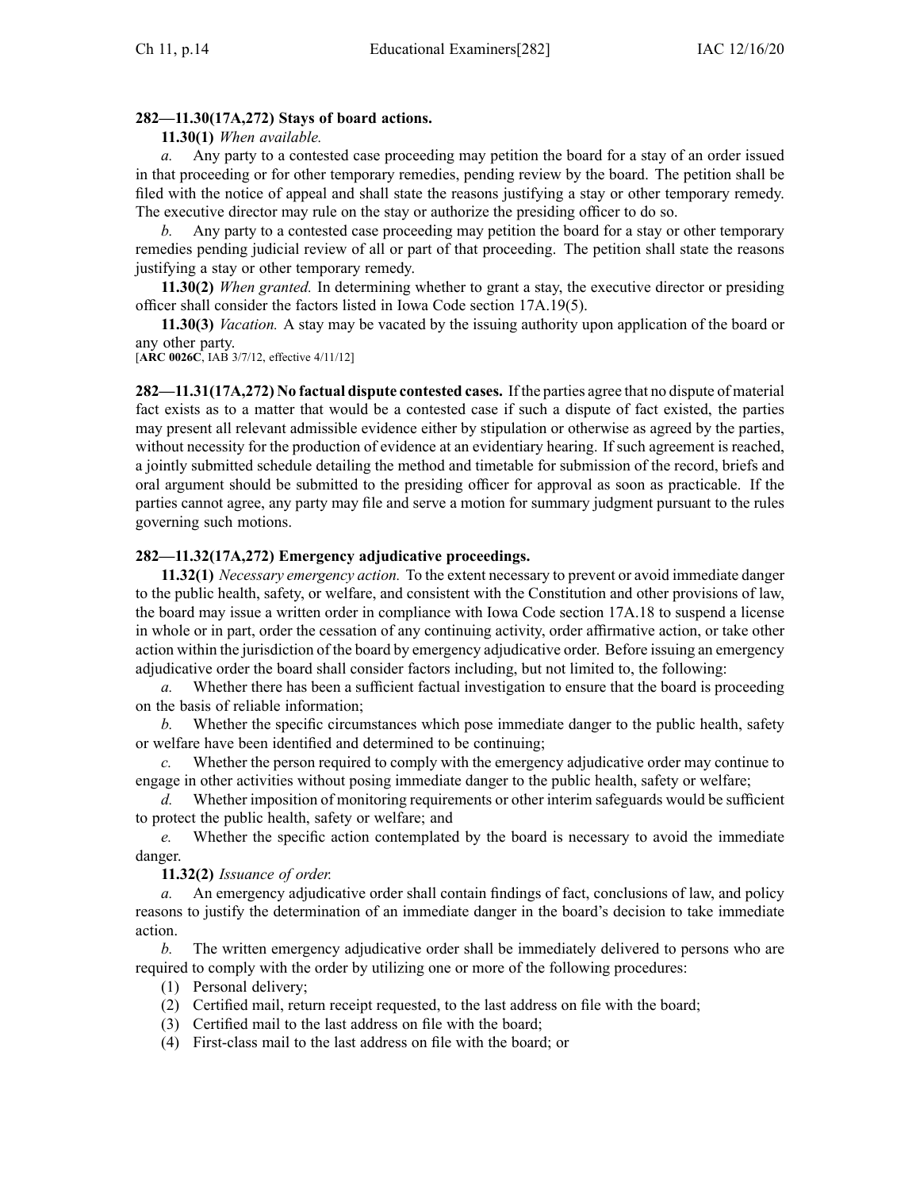**282—11.30(17A,272) Stays of board actions.**

**11.30(1)** *When available.*

*a.* Any party to a contested case proceeding may petition the board for a stay of an order issued in that proceeding or for other temporary remedies, pending review by the board. The petition shall be filed with the notice of appeal and shall state the reasons justifying a stay or other temporary remedy. The executive director may rule on the stay or authorize the presiding officer to do so.

*b.* Any party to a contested case proceeding may petition the board for a stay or other temporary remedies pending judicial review of all or part of that proceeding. The petition shall state the reasons justifying a stay or other temporary remedy.

**11.30(2)** *When granted.* In determining whether to grant a stay, the executive director or presiding officer shall consider the factors listed in Iowa Code section 17A.19(5).

**11.30(3)** *Vacation.* A stay may be vacated by the issuing authority upon application of the board or any other party.

[**ARC 0026C**, IAB 3/7/12, effective 4/11/12]

**282—11.31(17A,272) No factual dispute contested cases.** If the parties agree that no dispute of material fact exists as to a matter that would be a contested case if such a dispute of fact existed, the parties may present all relevant admissible evidence either by stipulation or otherwise as agreed by the parties, without necessity for the production of evidence at an evidentiary hearing. If such agreement is reached, a jointly submitted schedule detailing the method and timetable for submission of the record, briefs and oral argument should be submitted to the presiding officer for approval as soon as practicable. If the parties cannot agree, any party may file and serve a motion for summary judgment pursuant to the rules governing such motions.

**282—11.32(17A,272) Emergency adjudicative proceedings.**

**11.32(1)** *Necessary emergency action.* To the extent necessary to prevent or avoid immediate danger to the public health, safety, or welfare, and consistent with the Constitution and other provisions of law, the board may issue a written order in compliance with Iowa Code section 17A.18 to suspend a license in whole or in part, order the cessation of any continuing activity, order affirmative action, or take other action within the jurisdiction of the board by emergency adjudicative order. Before issuing an emergency adjudicative order the board shall consider factors including, but not limited to, the following:

*a.* Whether there has been a sufficient factual investigation to ensure that the board is proceeding on the basis of reliable information;

*b.* Whether the specific circumstances which pose immediate danger to the public health, safety or welfare have been identified and determined to be continuing;

*c.* Whether the person required to comply with the emergency adjudicative order may continue to engage in other activities without posing immediate danger to the public health, safety or welfare;

*d.* Whether imposition of monitoring requirements or other interim safeguards would be sufficient to protect the public health, safety or welfare; and

*e.* Whether the specific action contemplated by the board is necessary to avoid the immediate danger.

**11.32(2)** *Issuance of order.*

*a.* An emergency adjudicative order shall contain findings of fact, conclusions of law, and policy reasons to justify the determination of an immediate danger in the board's decision to take immediate action.

*b.* The written emergency adjudicative order shall be immediately delivered to persons who are required to comply with the order by utilizing one or more of the following procedures:

(1) Personal delivery;

(2) Certified mail, return receipt requested, to the last address on file with the board;

(3) Certified mail to the last address on file with the board;

(4) First-class mail to the last address on file with the board; or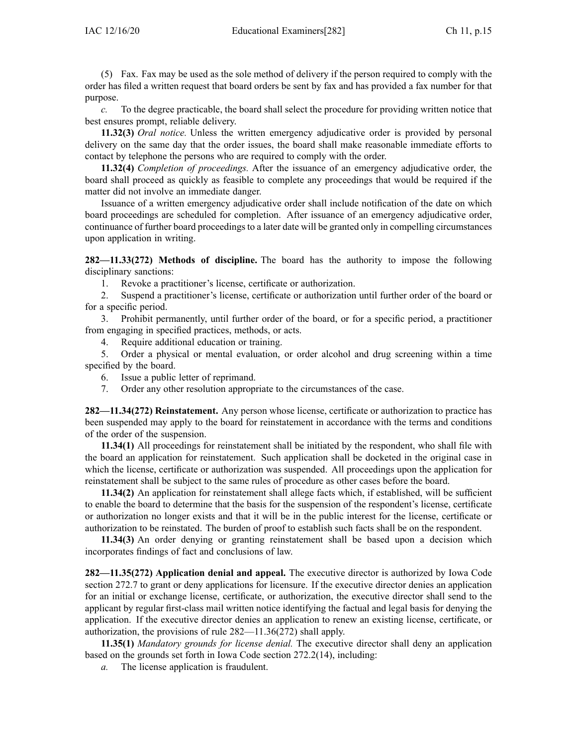(5) Fax. Fax may be used as the sole method of delivery if the person required to comply with the order has filed a written request that board orders be sent by fax and has provided a fax number for that purpose.

*c.* To the degree practicable, the board shall select the procedure for providing written notice that best ensures prompt, reliable delivery.

**11.32(3)** *Oral notice.* Unless the written emergency adjudicative order is provided by personal delivery on the same day that the order issues, the board shall make reasonable immediate efforts to contact by telephone the persons who are required to comply with the order.

**11.32(4)** *Completion of proceedings.* After the issuance of an emergency adjudicative order, the board shall proceed as quickly as feasible to complete any proceedings that would be required if the matter did not involve an immediate danger.

Issuance of a written emergency adjudicative order shall include notification of the date on which board proceedings are scheduled for completion. After issuance of an emergency adjudicative order, continuance of further board proceedings to a later date will be granted only in compelling circumstances upon application in writing.

**282—11.33(272) Methods of discipline.** The board has the authority to impose the following disciplinary sanctions:

1. Revoke a practitioner's license, certificate or authorization.
2. Suspend a practitioner's license, certificate or authorization until further order of the board or for a specific period.
3. Prohibit permanently, until further order of the board, or for a specific period, a practitioner from engaging in specified practices, methods, or acts.
4. Require additional education or training.
5. Order a physical or mental evaluation, or order alcohol and drug screening within a time specified by the board.
6. Issue a public letter of reprimand.
7. Order any other resolution appropriate to the circumstances of the case.

**282—11.34(272) Reinstatement.** Any person whose license, certificate or authorization to practice has been suspended may apply to the board for reinstatement in accordance with the terms and conditions of the order of the suspension.

**11.34(1)** All proceedings for reinstatement shall be initiated by the respondent, who shall file with the board an application for reinstatement. Such application shall be docketed in the original case in which the license, certificate or authorization was suspended. All proceedings upon the application for reinstatement shall be subject to the same rules of procedure as other cases before the board.

**11.34(2)** An application for reinstatement shall allege facts which, if established, will be sufficient to enable the board to determine that the basis for the suspension of the respondent's license, certificate or authorization no longer exists and that it will be in the public interest for the license, certificate or authorization to be reinstated. The burden of proof to establish such facts shall be on the respondent.

**11.34(3)** An order denying or granting reinstatement shall be based upon a decision which incorporates findings of fact and conclusions of law.

**282—11.35(272) Application denial and appeal.** The executive director is authorized by Iowa Code section 272.7 to grant or deny applications for licensure. If the executive director denies an application for an initial or exchange license, certificate, or authorization, the executive director shall send to the applicant by regular first-class mail written notice identifying the factual and legal basis for denying the application. If the executive director denies an application to renew an existing license, certificate, or authorization, the provisions of rule 282—11.36(272) shall apply.

**11.35(1)** *Mandatory grounds for license denial.* The executive director shall deny an application based on the grounds set forth in Iowa Code section 272.2(14), including:

*a.* The license application is fraudulent.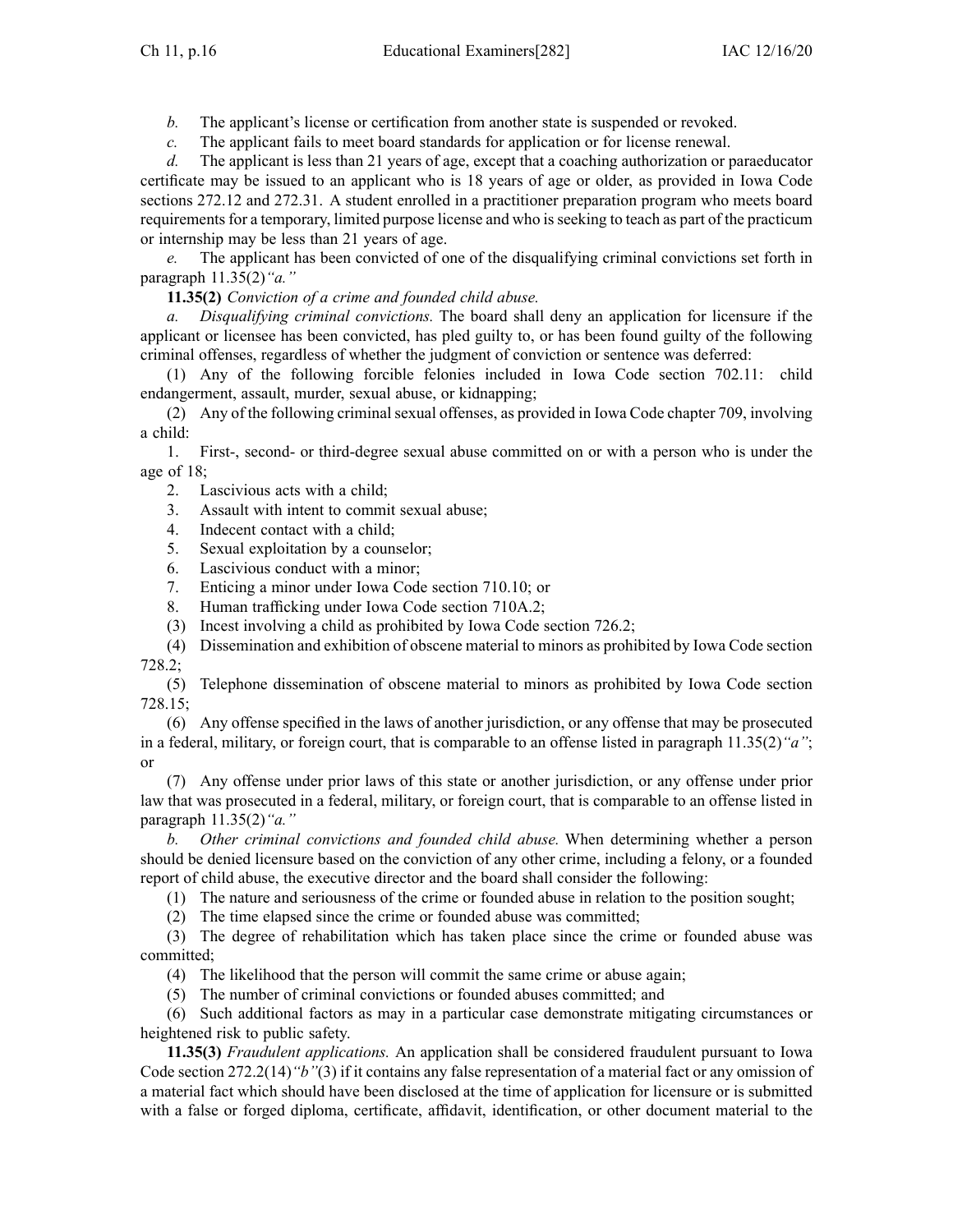*b.* The applicant's license or certification from another state is suspended or revoked.

*c.* The applicant fails to meet board standards for application or for license renewal.

*d.* The applicant is less than 21 years of age, except that a coaching authorization or paraeducator certificate may be issued to an applicant who is 18 years of age or older, as provided in Iowa Code sections 272.12 and 272.31. A student enrolled in a practitioner preparation program who meets board requirements for a temporary, limited purpose license and who is seeking to teach as part of the practicum or internship may be less than 21 years of age.

*e.* The applicant has been convicted of one of the disqualifying criminal convictions set forth in paragraph 11.35(2)*"a."*

**11.35(2)** *Conviction of a crime and founded child abuse.*

*a. Disqualifying criminal convictions.* The board shall deny an application for licensure if the applicant or licensee has been convicted, has pled guilty to, or has been found guilty of the following criminal offenses, regardless of whether the judgment of conviction or sentence was deferred:

(1) Any of the following forcible felonies included in Iowa Code section 702.11: child endangerment, assault, murder, sexual abuse, or kidnapping;

(2) Any of the following criminal sexual offenses, as provided in Iowa Code chapter 709, involving a child:

1. First-, second- or third-degree sexual abuse committed on or with a person who is under the age of 18;
2. Lascivious acts with a child;
3. Assault with intent to commit sexual abuse;
4. Indecent contact with a child;
5. Sexual exploitation by a counselor;
6. Lascivious conduct with a minor;
7. Enticing a minor under Iowa Code section 710.10; or
8. Human trafficking under Iowa Code section 710A.2;

(3) Incest involving a child as prohibited by Iowa Code section 726.2;

(4) Dissemination and exhibition of obscene material to minors as prohibited by Iowa Code section 728.2;

(5) Telephone dissemination of obscene material to minors as prohibited by Iowa Code section 728.15;

(6) Any offense specified in the laws of another jurisdiction, or any offense that may be prosecuted in a federal, military, or foreign court, that is comparable to an offense listed in paragraph 11.35(2)*"a"*; or

(7) Any offense under prior laws of this state or another jurisdiction, or any offense under prior law that was prosecuted in a federal, military, or foreign court, that is comparable to an offense listed in paragraph 11.35(2)*"a."*

*b. Other criminal convictions and founded child abuse.* When determining whether a person should be denied licensure based on the conviction of any other crime, including a felony, or a founded report of child abuse, the executive director and the board shall consider the following:

(1) The nature and seriousness of the crime or founded abuse in relation to the position sought;

(2) The time elapsed since the crime or founded abuse was committed;

(3) The degree of rehabilitation which has taken place since the crime or founded abuse was committed;

(4) The likelihood that the person will commit the same crime or abuse again;

(5) The number of criminal convictions or founded abuses committed; and

(6) Such additional factors as may in a particular case demonstrate mitigating circumstances or heightened risk to public safety.

**11.35(3)** *Fraudulent applications.* An application shall be considered fraudulent pursuant to Iowa Code section 272.2(14)*"b"*(3) if it contains any false representation of a material fact or any omission of a material fact which should have been disclosed at the time of application for licensure or is submitted with a false or forged diploma, certificate, affidavit, identification, or other document material to the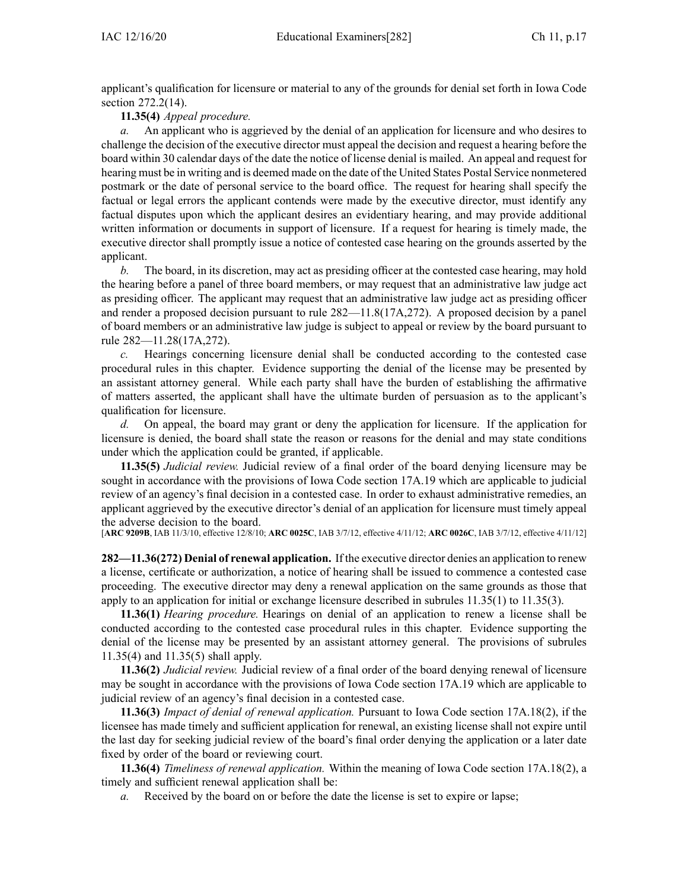applicant's qualification for licensure or material to any of the grounds for denial set forth in Iowa Code section 272.2(14).

**11.35(4)** *Appeal procedure.*

*a.* An applicant who is aggrieved by the denial of an application for licensure and who desires to challenge the decision of the executive director must appeal the decision and request a hearing before the board within 30 calendar days of the date the notice of license denial is mailed. An appeal and request for hearing must be in writing and is deemed made on the date of the United States Postal Service nonmetered postmark or the date of personal service to the board office. The request for hearing shall specify the factual or legal errors the applicant contends were made by the executive director, must identify any factual disputes upon which the applicant desires an evidentiary hearing, and may provide additional written information or documents in support of licensure. If a request for hearing is timely made, the executive director shall promptly issue a notice of contested case hearing on the grounds asserted by the applicant.

*b.* The board, in its discretion, may act as presiding officer at the contested case hearing, may hold the hearing before a panel of three board members, or may request that an administrative law judge act as presiding officer. The applicant may request that an administrative law judge act as presiding officer and render a proposed decision pursuant to rule 282—11.8(17A,272). A proposed decision by a panel of board members or an administrative law judge is subject to appeal or review by the board pursuant to rule 282—11.28(17A,272).

*c.* Hearings concerning licensure denial shall be conducted according to the contested case procedural rules in this chapter. Evidence supporting the denial of the license may be presented by an assistant attorney general. While each party shall have the burden of establishing the affirmative of matters asserted, the applicant shall have the ultimate burden of persuasion as to the applicant's qualification for licensure.

*d.* On appeal, the board may grant or deny the application for licensure. If the application for licensure is denied, the board shall state the reason or reasons for the denial and may state conditions under which the application could be granted, if applicable.

**11.35(5)** *Judicial review.* Judicial review of a final order of the board denying licensure may be sought in accordance with the provisions of Iowa Code section 17A.19 which are applicable to judicial review of an agency's final decision in a contested case. In order to exhaust administrative remedies, an applicant aggrieved by the executive director's denial of an application for licensure must timely appeal the adverse decision to the board.

[**ARC 9209B**, IAB 11/3/10, effective 12/8/10; **ARC 0025C**, IAB 3/7/12, effective 4/11/12; **ARC 0026C**, IAB 3/7/12, effective 4/11/12]

**282—11.36(272) Denial of renewal application.** If the executive director denies an application to renew a license, certificate or authorization, a notice of hearing shall be issued to commence a contested case proceeding. The executive director may deny a renewal application on the same grounds as those that apply to an application for initial or exchange licensure described in subrules 11.35(1) to 11.35(3).

**11.36(1)** *Hearing procedure.* Hearings on denial of an application to renew a license shall be conducted according to the contested case procedural rules in this chapter. Evidence supporting the denial of the license may be presented by an assistant attorney general. The provisions of subrules 11.35(4) and 11.35(5) shall apply.

**11.36(2)** *Judicial review.* Judicial review of a final order of the board denying renewal of licensure may be sought in accordance with the provisions of Iowa Code section 17A.19 which are applicable to judicial review of an agency's final decision in a contested case.

**11.36(3)** *Impact of denial of renewal application.* Pursuant to Iowa Code section 17A.18(2), if the licensee has made timely and sufficient application for renewal, an existing license shall not expire until the last day for seeking judicial review of the board's final order denying the application or a later date fixed by order of the board or reviewing court.

**11.36(4)** *Timeliness of renewal application.* Within the meaning of Iowa Code section 17A.18(2), a timely and sufficient renewal application shall be:

*a.* Received by the board on or before the date the license is set to expire or lapse;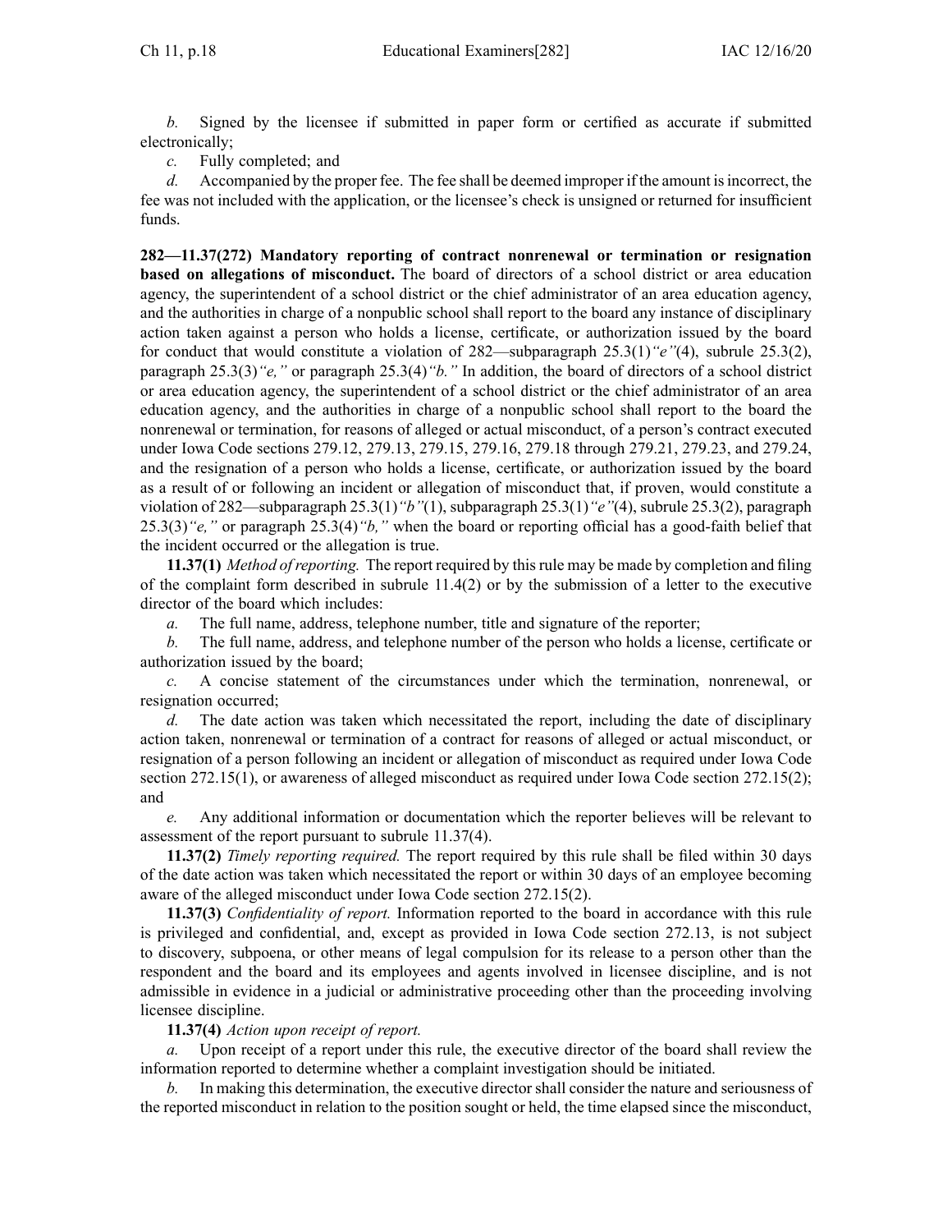*b.* Signed by the licensee if submitted in paper form or certified as accurate if submitted electronically;

*c.* Fully completed; and

*d.* Accompanied by the proper fee. The fee shall be deemed improper if the amount is incorrect, the fee was not included with the application, or the licensee's check is unsigned or returned for insufficient funds.

**282—11.37(272) Mandatory reporting of contract nonrenewal or termination or resignation based on allegations of misconduct.** The board of directors of a school district or area education agency, the superintendent of a school district or the chief administrator of an area education agency, and the authorities in charge of a nonpublic school shall report to the board any instance of disciplinary action taken against a person who holds a license, certificate, or authorization issued by the board for conduct that would constitute a violation of 282—subparagraph 25.3(1)*"e"*(4), subrule 25.3(2), paragraph 25.3(3)*"e,"* or paragraph 25.3(4)*"b."* In addition, the board of directors of a school district or area education agency, the superintendent of a school district or the chief administrator of an area education agency, and the authorities in charge of a nonpublic school shall report to the board the nonrenewal or termination, for reasons of alleged or actual misconduct, of a person's contract executed under Iowa Code sections 279.12, 279.13, 279.15, 279.16, 279.18 through 279.21, 279.23, and 279.24, and the resignation of a person who holds a license, certificate, or authorization issued by the board as a result of or following an incident or allegation of misconduct that, if proven, would constitute a violation of 282—subparagraph 25.3(1)*"b"*(1), subparagraph 25.3(1)*"e"*(4), subrule 25.3(2), paragraph 25.3(3)*"e,"* or paragraph 25.3(4)*"b,"* when the board or reporting official has a good-faith belief that the incident occurred or the allegation is true.

**11.37(1)** *Method of reporting.* The report required by this rule may be made by completion and filing of the complaint form described in subrule 11.4(2) or by the submission of a letter to the executive director of the board which includes:

*a.* The full name, address, telephone number, title and signature of the reporter;

*b.* The full name, address, and telephone number of the person who holds a license, certificate or authorization issued by the board;

*c.* A concise statement of the circumstances under which the termination, nonrenewal, or resignation occurred;

*d.* The date action was taken which necessitated the report, including the date of disciplinary action taken, nonrenewal or termination of a contract for reasons of alleged or actual misconduct, or resignation of a person following an incident or allegation of misconduct as required under Iowa Code section 272.15(1), or awareness of alleged misconduct as required under Iowa Code section 272.15(2); and

*e.* Any additional information or documentation which the reporter believes will be relevant to assessment of the report pursuant to subrule 11.37(4).

**11.37(2)** *Timely reporting required.* The report required by this rule shall be filed within 30 days of the date action was taken which necessitated the report or within 30 days of an employee becoming aware of the alleged misconduct under Iowa Code section 272.15(2).

**11.37(3)** *Confidentiality of report.* Information reported to the board in accordance with this rule is privileged and confidential, and, except as provided in Iowa Code section 272.13, is not subject to discovery, subpoena, or other means of legal compulsion for its release to a person other than the respondent and the board and its employees and agents involved in licensee discipline, and is not admissible in evidence in a judicial or administrative proceeding other than the proceeding involving licensee discipline.

**11.37(4)** *Action upon receipt of report.*

*a.* Upon receipt of a report under this rule, the executive director of the board shall review the information reported to determine whether a complaint investigation should be initiated.

*b.* In making this determination, the executive director shall consider the nature and seriousness of the reported misconduct in relation to the position sought or held, the time elapsed since the misconduct,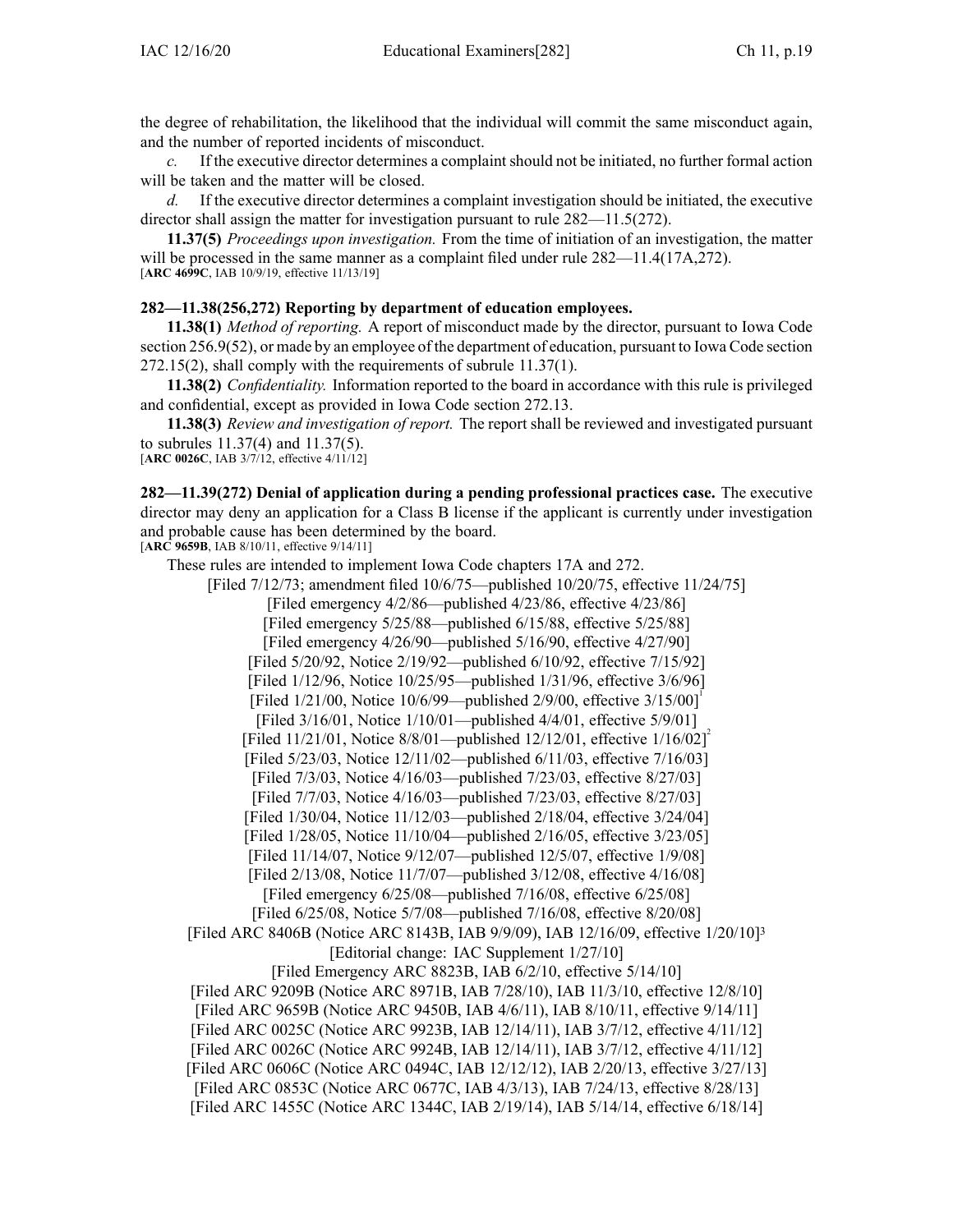the degree of rehabilitation, the likelihood that the individual will commit the same misconduct again, and the number of reported incidents of misconduct.

*c.* If the executive director determines a complaint should not be initiated, no further formal action will be taken and the matter will be closed.

*d.* If the executive director determines a complaint investigation should be initiated, the executive director shall assign the matter for investigation pursuant to rule 282—11.5(272).

**11.37(5)** *Proceedings upon investigation.* From the time of initiation of an investigation, the matter will be processed in the same manner as a complaint filed under rule 282—11.4(17A,272).
[**ARC 4699C**, IAB 10/9/19, effective 11/13/19]

**282—11.38(256,272) Reporting by department of education employees.**

**11.38(1)** *Method of reporting.* A report of misconduct made by the director, pursuant to Iowa Code section 256.9(52), or made by an employee of the department of education, pursuant to Iowa Code section 272.15(2), shall comply with the requirements of subrule 11.37(1).

**11.38(2)** *Confidentiality.* Information reported to the board in accordance with this rule is privileged and confidential, except as provided in Iowa Code section 272.13.

**11.38(3)** *Review and investigation of report.* The report shall be reviewed and investigated pursuant to subrules 11.37(4) and 11.37(5).
[**ARC 0026C**, IAB 3/7/12, effective 4/11/12]

**282—11.39(272) Denial of application during a pending professional practices case.** The executive director may deny an application for a Class B license if the applicant is currently under investigation and probable cause has been determined by the board.
[**ARC 9659B**, IAB 8/10/11, effective 9/14/11]

These rules are intended to implement Iowa Code chapters 17A and 272.

[Filed 7/12/73; amendment filed 10/6/75—published 10/20/75, effective 11/24/75]
[Filed emergency 4/2/86—published 4/23/86, effective 4/23/86]
[Filed emergency 5/25/88—published 6/15/88, effective 5/25/88]
[Filed emergency 4/26/90—published 5/16/90, effective 4/27/90]
[Filed 5/20/92, Notice 2/19/92—published 6/10/92, effective 7/15/92]
[Filed 1/12/96, Notice 10/25/95—published 1/31/96, effective 3/6/96]
[Filed 1/21/00, Notice 10/6/99—published 2/9/00, effective 3/15/00][1]
[Filed 3/16/01, Notice 1/10/01—published 4/4/01, effective 5/9/01]
[Filed 11/21/01, Notice 8/8/01—published 12/12/01, effective 1/16/02][2]
[Filed 5/23/03, Notice 12/11/02—published 6/11/03, effective 7/16/03]
[Filed 7/3/03, Notice 4/16/03—published 7/23/03, effective 8/27/03]
[Filed 7/7/03, Notice 4/16/03—published 7/23/03, effective 8/27/03]
[Filed 1/30/04, Notice 11/12/03—published 2/18/04, effective 3/24/04]
[Filed 1/28/05, Notice 11/10/04—published 2/16/05, effective 3/23/05]
[Filed 11/14/07, Notice 9/12/07—published 12/5/07, effective 1/9/08]
[Filed 2/13/08, Notice 11/7/07—published 3/12/08, effective 4/16/08]
[Filed emergency 6/25/08—published 7/16/08, effective 6/25/08]
[Filed 6/25/08, Notice 5/7/08—published 7/16/08, effective 8/20/08]
[Filed ARC 8406B (Notice ARC 8143B, IAB 9/9/09), IAB 12/16/09, effective 1/20/10][3]
[Editorial change: IAC Supplement 1/27/10]
[Filed Emergency ARC 8823B, IAB 6/2/10, effective 5/14/10]
[Filed ARC 9209B (Notice ARC 8971B, IAB 7/28/10), IAB 11/3/10, effective 12/8/10]
[Filed ARC 9659B (Notice ARC 9450B, IAB 4/6/11), IAB 8/10/11, effective 9/14/11]
[Filed ARC 0025C (Notice ARC 9923B, IAB 12/14/11), IAB 3/7/12, effective 4/11/12]
[Filed ARC 0026C (Notice ARC 9924B, IAB 12/14/11), IAB 3/7/12, effective 4/11/12]
[Filed ARC 0606C (Notice ARC 0494C, IAB 12/12/12), IAB 2/20/13, effective 3/27/13]
[Filed ARC 0853C (Notice ARC 0677C, IAB 4/3/13), IAB 7/24/13, effective 8/28/13]
[Filed ARC 1455C (Notice ARC 1344C, IAB 2/19/14), IAB 5/14/14, effective 6/18/14]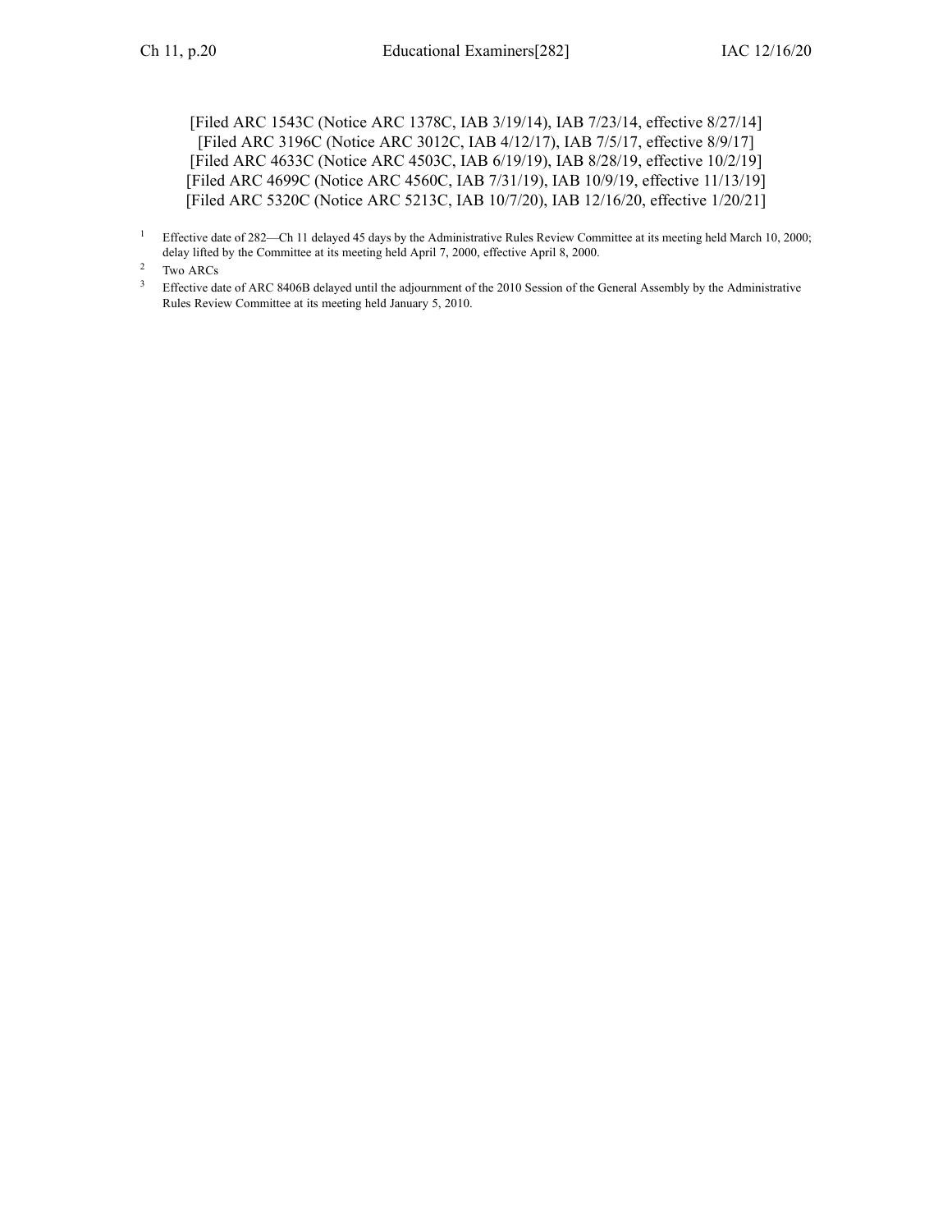[Filed ARC 1543C (Notice ARC 1378C, IAB 3/19/14), IAB 7/23/14, effective 8/27/14]
[Filed ARC 3196C (Notice ARC 3012C, IAB 4/12/17), IAB 7/5/17, effective 8/9/17]
[Filed ARC 4633C (Notice ARC 4503C, IAB 6/19/19), IAB 8/28/19, effective 10/2/19]
[Filed ARC 4699C (Notice ARC 4560C, IAB 7/31/19), IAB 10/9/19, effective 11/13/19]
[Filed ARC 5320C (Notice ARC 5213C, IAB 10/7/20), IAB 12/16/20, effective 1/20/21]

[1] Effective date of 282—Ch 11 delayed 45 days by the Administrative Rules Review Committee at its meeting held March 10, 2000; delay lifted by the Committee at its meeting held April 7, 2000, effective April 8, 2000.

[2] Two ARCs

[3] Effective date of ARC 8406B delayed until the adjournment of the 2010 Session of the General Assembly by the Administrative Rules Review Committee at its meeting held January 5, 2010.